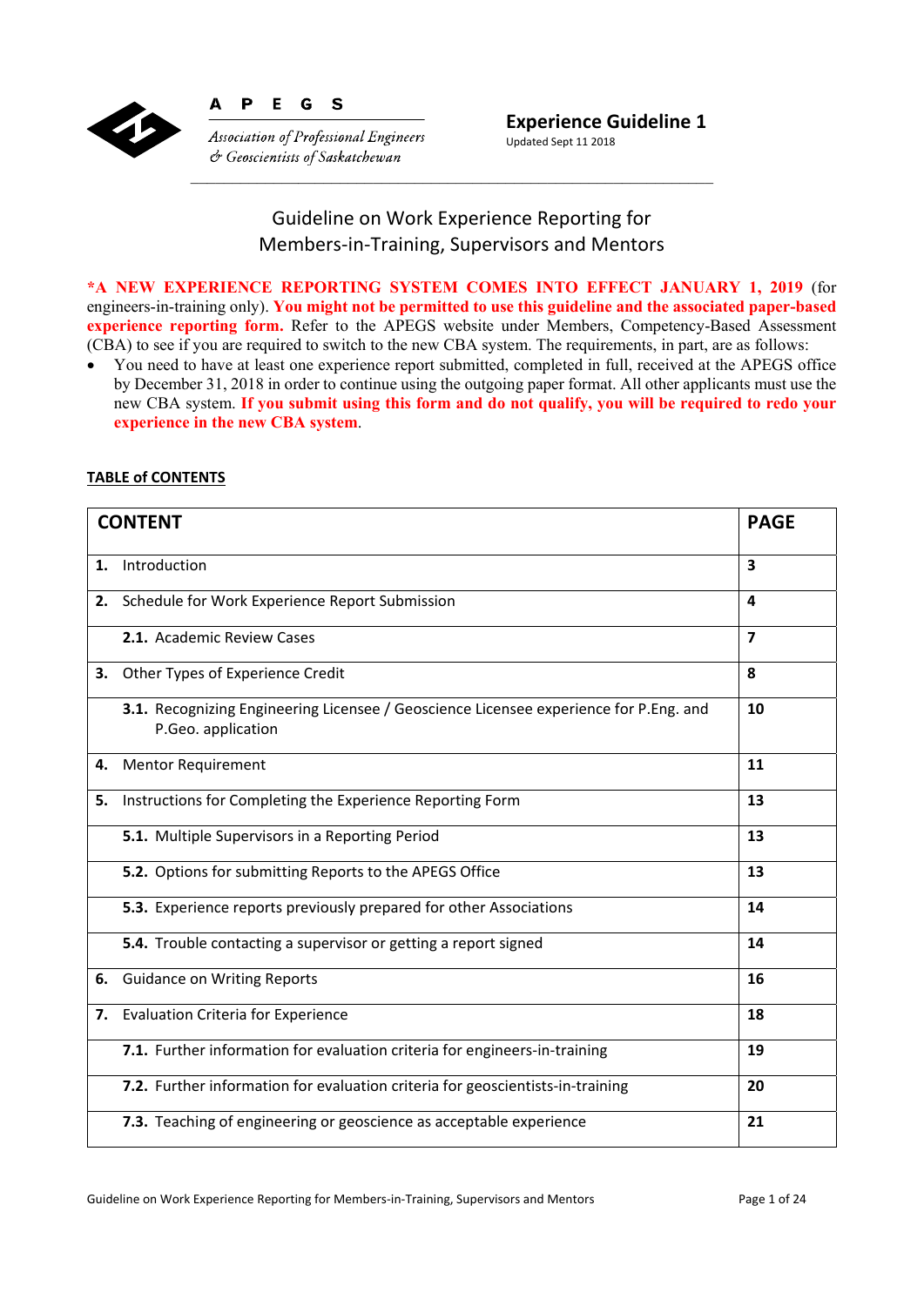**A P E G S**

*Association of Professional Engineers & Geoscientists of Saskatchewan*

**Experience Guideline 1**
Updated Sept 11 2018

# Guideline on Work Experience Reporting for Members-in-Training, Supervisors and Mentors

**\*A NEW EXPERIENCE REPORTING SYSTEM COMES INTO EFFECT JANUARY 1, 2019** (for engineers-in-training only). **You might not be permitted to use this guideline and the associated paper-based experience reporting form.** Refer to the APEGS website under Members, Competency-Based Assessment (CBA) to see if you are required to switch to the new CBA system. The requirements, in part, are as follows:

- You need to have at least one experience report submitted, completed in full, received at the APEGS office by December 31, 2018 in order to continue using the outgoing paper format. All other applicants must use the new CBA system. **If you submit using this form and do not qualify, you will be required to redo your experience in the new CBA system**.

**TABLE of CONTENTS**

| CONTENT | PAGE |
|---|---|
| **1.** Introduction | **3** |
| **2.** Schedule for Work Experience Report Submission | **4** |
| **2.1.** Academic Review Cases | **7** |
| **3.** Other Types of Experience Credit | **8** |
| **3.1.** Recognizing Engineering Licensee / Geoscience Licensee experience for P.Eng. and P.Geo. application | **10** |
| **4.** Mentor Requirement | **11** |
| **5.** Instructions for Completing the Experience Reporting Form | **13** |
| **5.1.** Multiple Supervisors in a Reporting Period | **13** |
| **5.2.** Options for submitting Reports to the APEGS Office | **13** |
| **5.3.** Experience reports previously prepared for other Associations | **14** |
| **5.4.** Trouble contacting a supervisor or getting a report signed | **14** |
| **6.** Guidance on Writing Reports | **16** |
| **7.** Evaluation Criteria for Experience | **18** |
| **7.1.** Further information for evaluation criteria for engineers-in-training | **19** |
| **7.2.** Further information for evaluation criteria for geoscientists-in-training | **20** |
| **7.3.** Teaching of engineering or geoscience as acceptable experience | **21** |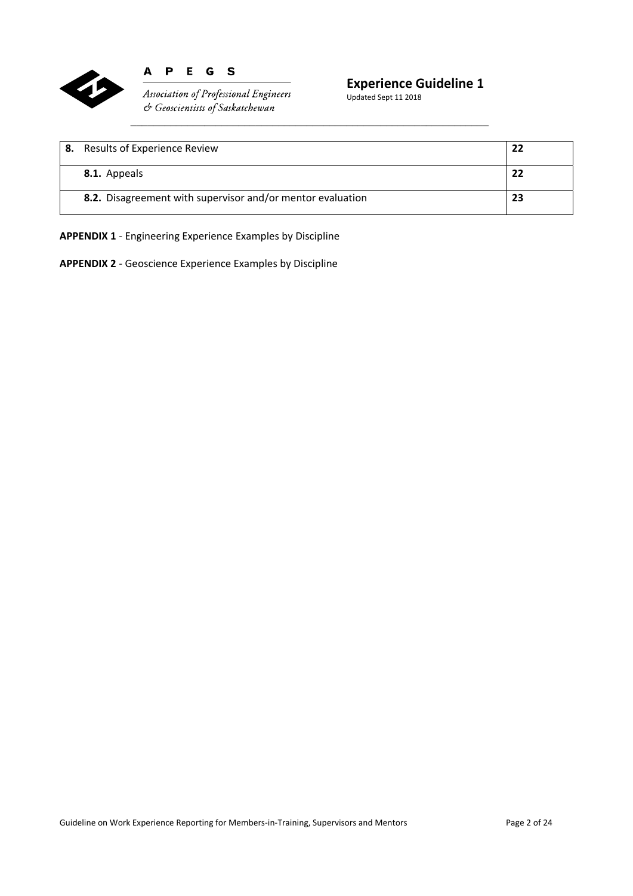| | |
|---|---|
| **8.** Results of Experience Review | **22** |
| **8.1.** Appeals | **22** |
| **8.2.** Disagreement with supervisor and/or mentor evaluation | **23** |

**APPENDIX 1** - Engineering Experience Examples by Discipline

**APPENDIX 2** - Geoscience Experience Examples by Discipline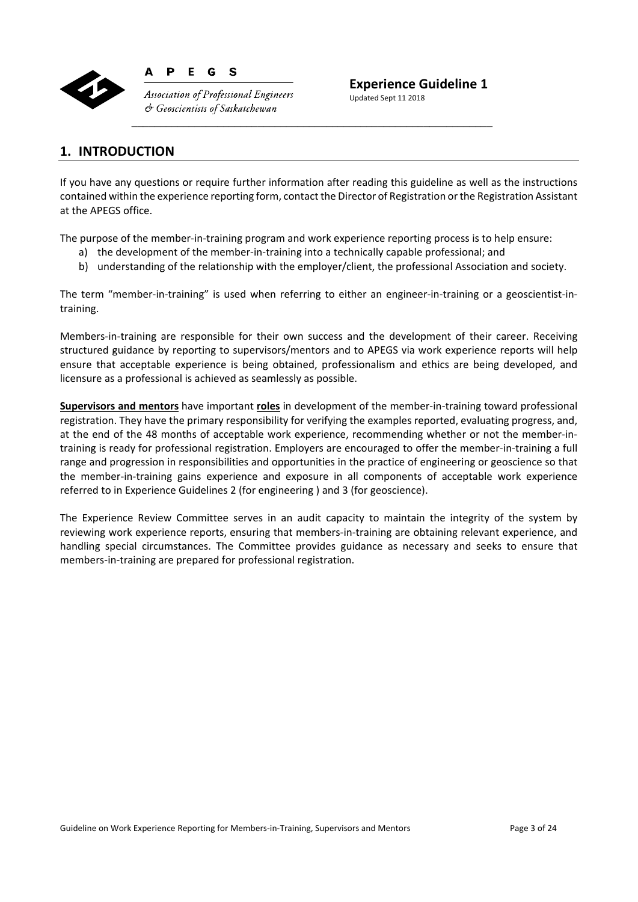## 1. INTRODUCTION

If you have any questions or require further information after reading this guideline as well as the instructions contained within the experience reporting form, contact the Director of Registration or the Registration Assistant at the APEGS office.

The purpose of the member-in-training program and work experience reporting process is to help ensure:

a) the development of the member-in-training into a technically capable professional; and
b) understanding of the relationship with the employer/client, the professional Association and society.

The term "member-in-training" is used when referring to either an engineer-in-training or a geoscientist-in-training.

Members-in-training are responsible for their own success and the development of their career. Receiving structured guidance by reporting to supervisors/mentors and to APEGS via work experience reports will help ensure that acceptable experience is being obtained, professionalism and ethics are being developed, and licensure as a professional is achieved as seamlessly as possible.

**Supervisors and mentors** have important **roles** in development of the member-in-training toward professional registration. They have the primary responsibility for verifying the examples reported, evaluating progress, and, at the end of the 48 months of acceptable work experience, recommending whether or not the member-in-training is ready for professional registration. Employers are encouraged to offer the member-in-training a full range and progression in responsibilities and opportunities in the practice of engineering or geoscience so that the member-in-training gains experience and exposure in all components of acceptable work experience referred to in Experience Guidelines 2 (for engineering ) and 3 (for geoscience).

The Experience Review Committee serves in an audit capacity to maintain the integrity of the system by reviewing work experience reports, ensuring that members-in-training are obtaining relevant experience, and handling special circumstances. The Committee provides guidance as necessary and seeks to ensure that members-in-training are prepared for professional registration.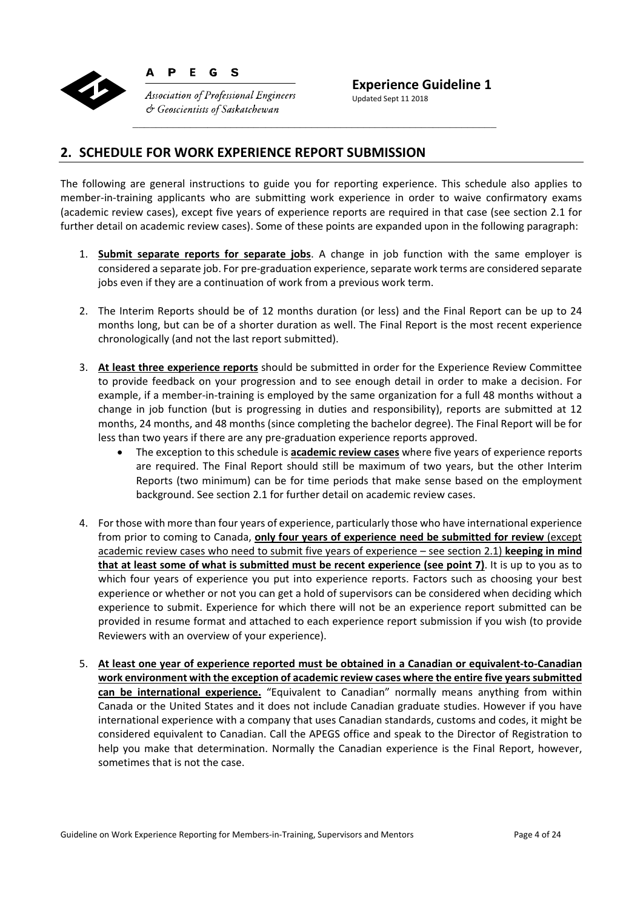## 2. SCHEDULE FOR WORK EXPERIENCE REPORT SUBMISSION

The following are general instructions to guide you for reporting experience. This schedule also applies to member-in-training applicants who are submitting work experience in order to waive confirmatory exams (academic review cases), except five years of experience reports are required in that case (see section 2.1 for further detail on academic review cases). Some of these points are expanded upon in the following paragraph:

1. **Submit separate reports for separate jobs**. A change in job function with the same employer is considered a separate job. For pre-graduation experience, separate work terms are considered separate jobs even if they are a continuation of work from a previous work term.

2. The Interim Reports should be of 12 months duration (or less) and the Final Report can be up to 24 months long, but can be of a shorter duration as well. The Final Report is the most recent experience chronologically (and not the last report submitted).

3. **At least three experience reports** should be submitted in order for the Experience Review Committee to provide feedback on your progression and to see enough detail in order to make a decision. For example, if a member-in-training is employed by the same organization for a full 48 months without a change in job function (but is progressing in duties and responsibility), reports are submitted at 12 months, 24 months, and 48 months (since completing the bachelor degree). The Final Report will be for less than two years if there are any pre-graduation experience reports approved.
   - The exception to this schedule is **academic review cases** where five years of experience reports are required. The Final Report should still be maximum of two years, but the other Interim Reports (two minimum) can be for time periods that make sense based on the employment background. See section 2.1 for further detail on academic review cases.

4. For those with more than four years of experience, particularly those who have international experience from prior to coming to Canada, **only four years of experience need be submitted for review** (except academic review cases who need to submit five years of experience – see section 2.1) **keeping in mind that at least some of what is submitted must be recent experience (see point 7)**. It is up to you as to which four years of experience you put into experience reports. Factors such as choosing your best experience or whether or not you can get a hold of supervisors can be considered when deciding which experience to submit. Experience for which there will not be an experience report submitted can be provided in resume format and attached to each experience report submission if you wish (to provide Reviewers with an overview of your experience).

5. **At least one year of experience reported must be obtained in a Canadian or equivalent-to-Canadian work environment with the exception of academic review cases where the entire five years submitted can be international experience.** "Equivalent to Canadian" normally means anything from within Canada or the United States and it does not include Canadian graduate studies. However if you have international experience with a company that uses Canadian standards, customs and codes, it might be considered equivalent to Canadian. Call the APEGS office and speak to the Director of Registration to help you make that determination. Normally the Canadian experience is the Final Report, however, sometimes that is not the case.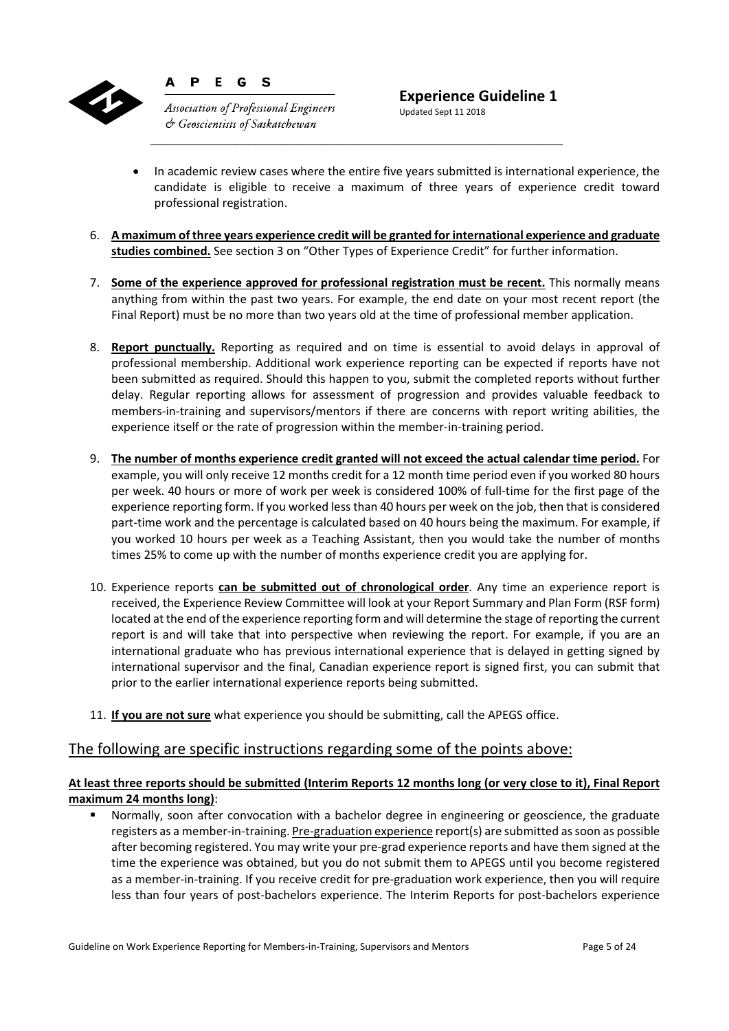- In academic review cases where the entire five years submitted is international experience, the candidate is eligible to receive a maximum of three years of experience credit toward professional registration.

6. **A maximum of three years experience credit will be granted for international experience and graduate studies combined.** See section 3 on "Other Types of Experience Credit" for further information.

7. **Some of the experience approved for professional registration must be recent.** This normally means anything from within the past two years. For example, the end date on your most recent report (the Final Report) must be no more than two years old at the time of professional member application.

8. **Report punctually.** Reporting as required and on time is essential to avoid delays in approval of professional membership. Additional work experience reporting can be expected if reports have not been submitted as required. Should this happen to you, submit the completed reports without further delay. Regular reporting allows for assessment of progression and provides valuable feedback to members-in-training and supervisors/mentors if there are concerns with report writing abilities, the experience itself or the rate of progression within the member-in-training period.

9. **The number of months experience credit granted will not exceed the actual calendar time period.** For example, you will only receive 12 months credit for a 12 month time period even if you worked 80 hours per week. 40 hours or more of work per week is considered 100% of full-time for the first page of the experience reporting form. If you worked less than 40 hours per week on the job, then that is considered part-time work and the percentage is calculated based on 40 hours being the maximum. For example, if you worked 10 hours per week as a Teaching Assistant, then you would take the number of months times 25% to come up with the number of months experience credit you are applying for.

10. Experience reports **can be submitted out of chronological order**. Any time an experience report is received, the Experience Review Committee will look at your Report Summary and Plan Form (RSF form) located at the end of the experience reporting form and will determine the stage of reporting the current report is and will take that into perspective when reviewing the report. For example, if you are an international graduate who has previous international experience that is delayed in getting signed by international supervisor and the final, Canadian experience report is signed first, you can submit that prior to the earlier international experience reports being submitted.

11. **If you are not sure** what experience you should be submitting, call the APEGS office.

## The following are specific instructions regarding some of the points above:

**At least three reports should be submitted (Interim Reports 12 months long (or very close to it), Final Report maximum 24 months long)**:

- Normally, soon after convocation with a bachelor degree in engineering or geoscience, the graduate registers as a member-in-training. Pre-graduation experience report(s) are submitted as soon as possible after becoming registered. You may write your pre-grad experience reports and have them signed at the time the experience was obtained, but you do not submit them to APEGS until you become registered as a member-in-training. If you receive credit for pre-graduation work experience, then you will require less than four years of post-bachelors experience. The Interim Reports for post-bachelors experience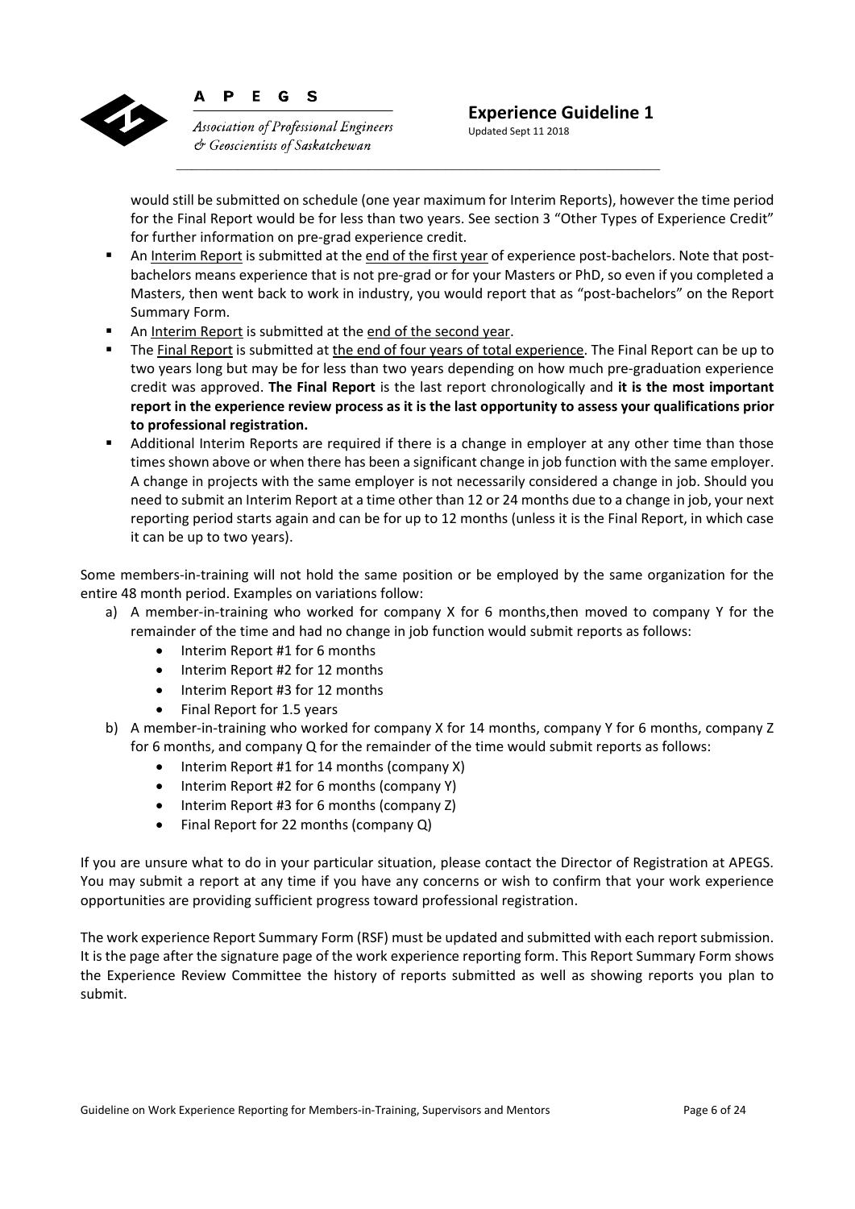would still be submitted on schedule (one year maximum for Interim Reports), however the time period for the Final Report would be for less than two years. See section 3 "Other Types of Experience Credit" for further information on pre-grad experience credit.

- An <u>Interim Report</u> is submitted at the <u>end of the first year</u> of experience post-bachelors. Note that post-bachelors means experience that is not pre-grad or for your Masters or PhD, so even if you completed a Masters, then went back to work in industry, you would report that as "post-bachelors" on the Report Summary Form.
- An <u>Interim Report</u> is submitted at the <u>end of the second year</u>.
- The <u>Final Report</u> is submitted at <u>the end of four years of total experience</u>. The Final Report can be up to two years long but may be for less than two years depending on how much pre-graduation experience credit was approved. **The Final Report** is the last report chronologically and **it is the most important report in the experience review process as it is the last opportunity to assess your qualifications prior to professional registration.**
- Additional Interim Reports are required if there is a change in employer at any other time than those times shown above or when there has been a significant change in job function with the same employer. A change in projects with the same employer is not necessarily considered a change in job. Should you need to submit an Interim Report at a time other than 12 or 24 months due to a change in job, your next reporting period starts again and can be for up to 12 months (unless it is the Final Report, in which case it can be up to two years).

Some members-in-training will not hold the same position or be employed by the same organization for the entire 48 month period. Examples on variations follow:

a) A member-in-training who worked for company X for 6 months,then moved to company Y for the remainder of the time and had no change in job function would submit reports as follows:
    - Interim Report #1 for 6 months
    - Interim Report #2 for 12 months
    - Interim Report #3 for 12 months
    - Final Report for 1.5 years
b) A member-in-training who worked for company X for 14 months, company Y for 6 months, company Z for 6 months, and company Q for the remainder of the time would submit reports as follows:
    - Interim Report #1 for 14 months (company X)
    - Interim Report #2 for 6 months (company Y)
    - Interim Report #3 for 6 months (company Z)
    - Final Report for 22 months (company Q)

If you are unsure what to do in your particular situation, please contact the Director of Registration at APEGS. You may submit a report at any time if you have any concerns or wish to confirm that your work experience opportunities are providing sufficient progress toward professional registration.

The work experience Report Summary Form (RSF) must be updated and submitted with each report submission. It is the page after the signature page of the work experience reporting form. This Report Summary Form shows the Experience Review Committee the history of reports submitted as well as showing reports you plan to submit.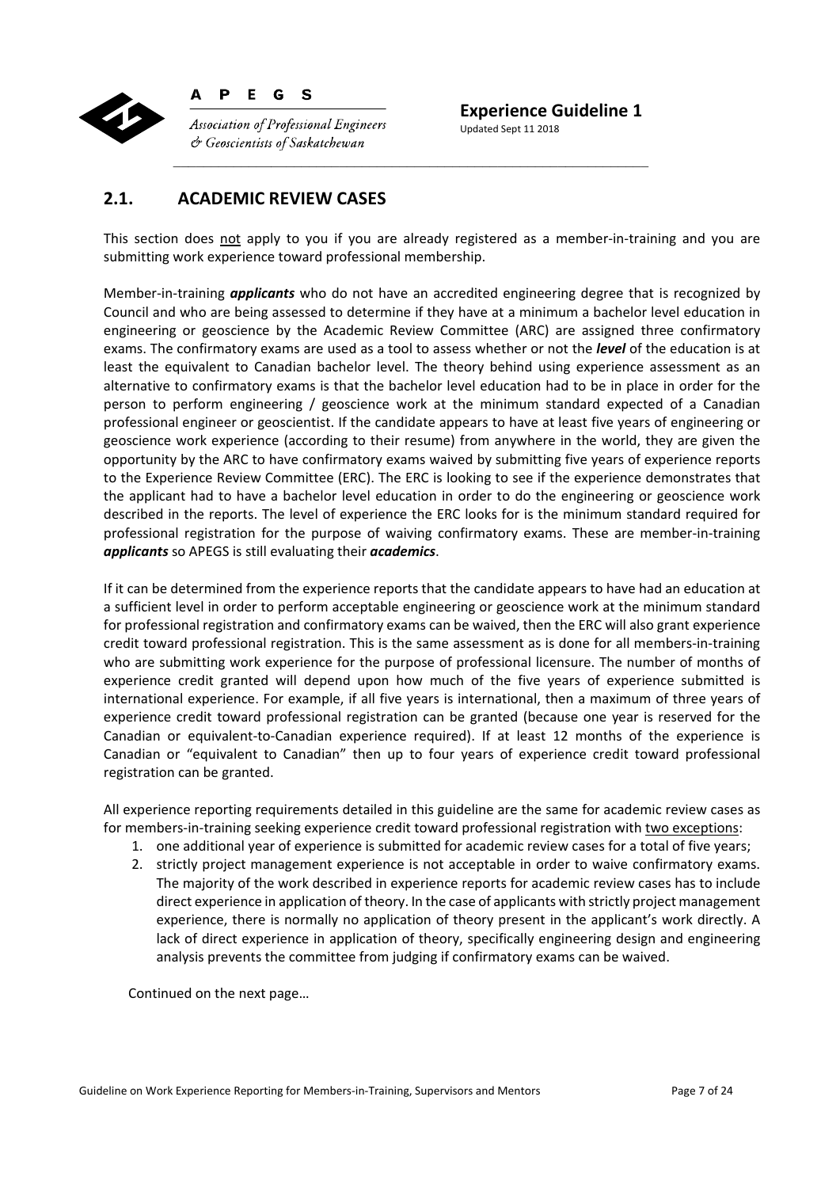## 2.1. ACADEMIC REVIEW CASES

This section does not apply to you if you are already registered as a member-in-training and you are submitting work experience toward professional membership.

Member-in-training ***applicants*** who do not have an accredited engineering degree that is recognized by Council and who are being assessed to determine if they have at a minimum a bachelor level education in engineering or geoscience by the Academic Review Committee (ARC) are assigned three confirmatory exams. The confirmatory exams are used as a tool to assess whether or not the ***level*** of the education is at least the equivalent to Canadian bachelor level. The theory behind using experience assessment as an alternative to confirmatory exams is that the bachelor level education had to be in place in order for the person to perform engineering / geoscience work at the minimum standard expected of a Canadian professional engineer or geoscientist. If the candidate appears to have at least five years of engineering or geoscience work experience (according to their resume) from anywhere in the world, they are given the opportunity by the ARC to have confirmatory exams waived by submitting five years of experience reports to the Experience Review Committee (ERC). The ERC is looking to see if the experience demonstrates that the applicant had to have a bachelor level education in order to do the engineering or geoscience work described in the reports. The level of experience the ERC looks for is the minimum standard required for professional registration for the purpose of waiving confirmatory exams. These are member-in-training ***applicants*** so APEGS is still evaluating their ***academics***.

If it can be determined from the experience reports that the candidate appears to have had an education at a sufficient level in order to perform acceptable engineering or geoscience work at the minimum standard for professional registration and confirmatory exams can be waived, then the ERC will also grant experience credit toward professional registration. This is the same assessment as is done for all members-in-training who are submitting work experience for the purpose of professional licensure. The number of months of experience credit granted will depend upon how much of the five years of experience submitted is international experience. For example, if all five years is international, then a maximum of three years of experience credit toward professional registration can be granted (because one year is reserved for the Canadian or equivalent-to-Canadian experience required). If at least 12 months of the experience is Canadian or "equivalent to Canadian" then up to four years of experience credit toward professional registration can be granted.

All experience reporting requirements detailed in this guideline are the same for academic review cases as for members-in-training seeking experience credit toward professional registration with two exceptions:

1. one additional year of experience is submitted for academic review cases for a total of five years;
2. strictly project management experience is not acceptable in order to waive confirmatory exams. The majority of the work described in experience reports for academic review cases has to include direct experience in application of theory. In the case of applicants with strictly project management experience, there is normally no application of theory present in the applicant's work directly. A lack of direct experience in application of theory, specifically engineering design and engineering analysis prevents the committee from judging if confirmatory exams can be waived.

Continued on the next page…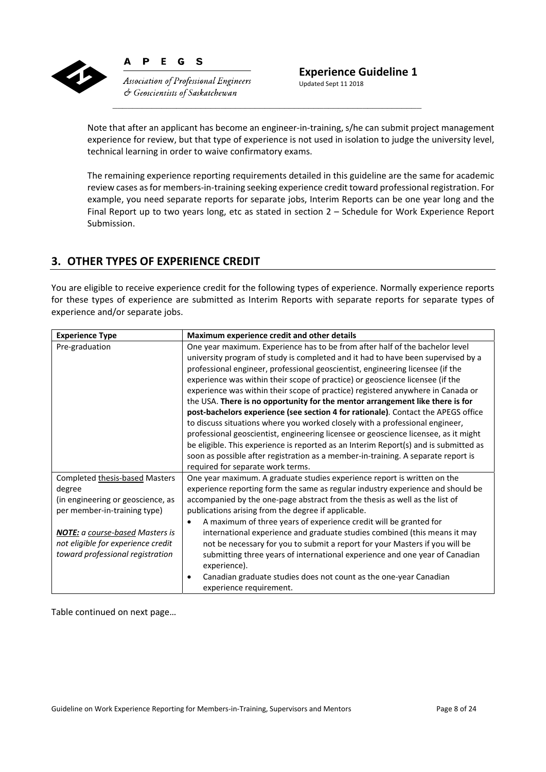Note that after an applicant has become an engineer-in-training, s/he can submit project management experience for review, but that type of experience is not used in isolation to judge the university level, technical learning in order to waive confirmatory exams.

The remaining experience reporting requirements detailed in this guideline are the same for academic review cases as for members-in-training seeking experience credit toward professional registration. For example, you need separate reports for separate jobs, Interim Reports can be one year long and the Final Report up to two years long, etc as stated in section 2 – Schedule for Work Experience Report Submission.

## 3. OTHER TYPES OF EXPERIENCE CREDIT

You are eligible to receive experience credit for the following types of experience. Normally experience reports for these types of experience are submitted as Interim Reports with separate reports for separate types of experience and/or separate jobs.

| Experience Type | Maximum experience credit and other details |
|---|---|
| Pre-graduation | One year maximum. Experience has to be from after half of the bachelor level university program of study is completed and it had to have been supervised by a professional engineer, professional geoscientist, engineering licensee (if the experience was within their scope of practice) or geoscience licensee (if the experience was within their scope of practice) registered anywhere in Canada or the USA. **There is no opportunity for the mentor arrangement like there is for post-bachelors experience (see section 4 for rationale)**. Contact the APEGS office to discuss situations where you worked closely with a professional engineer, professional geoscientist, engineering licensee or geoscience licensee, as it might be eligible. This experience is reported as an Interim Report(s) and is submitted as soon as possible after registration as a member-in-training. A separate report is required for separate work terms. |
| Completed <u>thesis-based</u> Masters degree (in engineering or geoscience, as per member-in-training type)<br><br>***<u>NOTE:</u>*** *a <u>course-based</u> Masters is not eligible for experience credit toward professional registration* | One year maximum. A graduate studies experience report is written on the experience reporting form the same as regular industry experience and should be accompanied by the one-page abstract from the thesis as well as the list of publications arising from the degree if applicable.<br>• A maximum of three years of experience credit will be granted for international experience and graduate studies combined (this means it may not be necessary for you to submit a report for your Masters if you will be submitting three years of international experience and one year of Canadian experience).<br>• Canadian graduate studies does not count as the one-year Canadian experience requirement. |

Table continued on next page…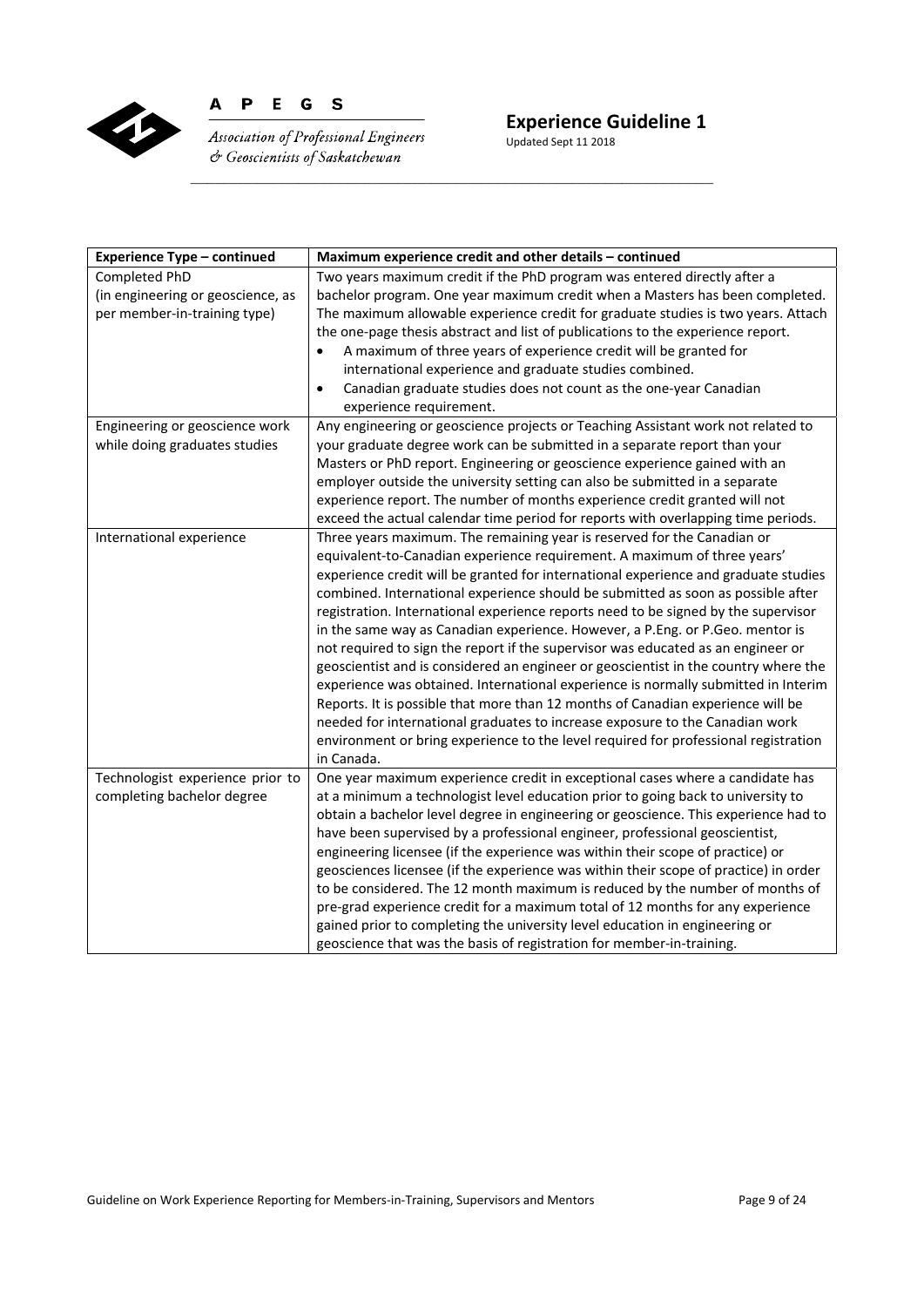| Experience Type – continued | Maximum experience credit and other details – continued |
|---|---|
| Completed PhD (in engineering or geoscience, as per member-in-training type) | Two years maximum credit if the PhD program was entered directly after a bachelor program. One year maximum credit when a Masters has been completed. The maximum allowable experience credit for graduate studies is two years. Attach the one-page thesis abstract and list of publications to the experience report.<br>• A maximum of three years of experience credit will be granted for international experience and graduate studies combined.<br>• Canadian graduate studies does not count as the one-year Canadian experience requirement. |
| Engineering or geoscience work while doing graduates studies | Any engineering or geoscience projects or Teaching Assistant work not related to your graduate degree work can be submitted in a separate report than your Masters or PhD report. Engineering or geoscience experience gained with an employer outside the university setting can also be submitted in a separate experience report. The number of months experience credit granted will not exceed the actual calendar time period for reports with overlapping time periods. |
| International experience | Three years maximum. The remaining year is reserved for the Canadian or equivalent-to-Canadian experience requirement. A maximum of three years' experience credit will be granted for international experience and graduate studies combined. International experience should be submitted as soon as possible after registration. International experience reports need to be signed by the supervisor in the same way as Canadian experience. However, a P.Eng. or P.Geo. mentor is not required to sign the report if the supervisor was educated as an engineer or geoscientist and is considered an engineer or geoscientist in the country where the experience was obtained. International experience is normally submitted in Interim Reports. It is possible that more than 12 months of Canadian experience will be needed for international graduates to increase exposure to the Canadian work environment or bring experience to the level required for professional registration in Canada. |
| Technologist experience prior to completing bachelor degree | One year maximum experience credit in exceptional cases where a candidate has at a minimum a technologist level education prior to going back to university to obtain a bachelor level degree in engineering or geoscience. This experience had to have been supervised by a professional engineer, professional geoscientist, engineering licensee (if the experience was within their scope of practice) or geosciences licensee (if the experience was within their scope of practice) in order to be considered. The 12 month maximum is reduced by the number of months of pre-grad experience credit for a maximum total of 12 months for any experience gained prior to completing the university level education in engineering or geoscience that was the basis of registration for member-in-training. |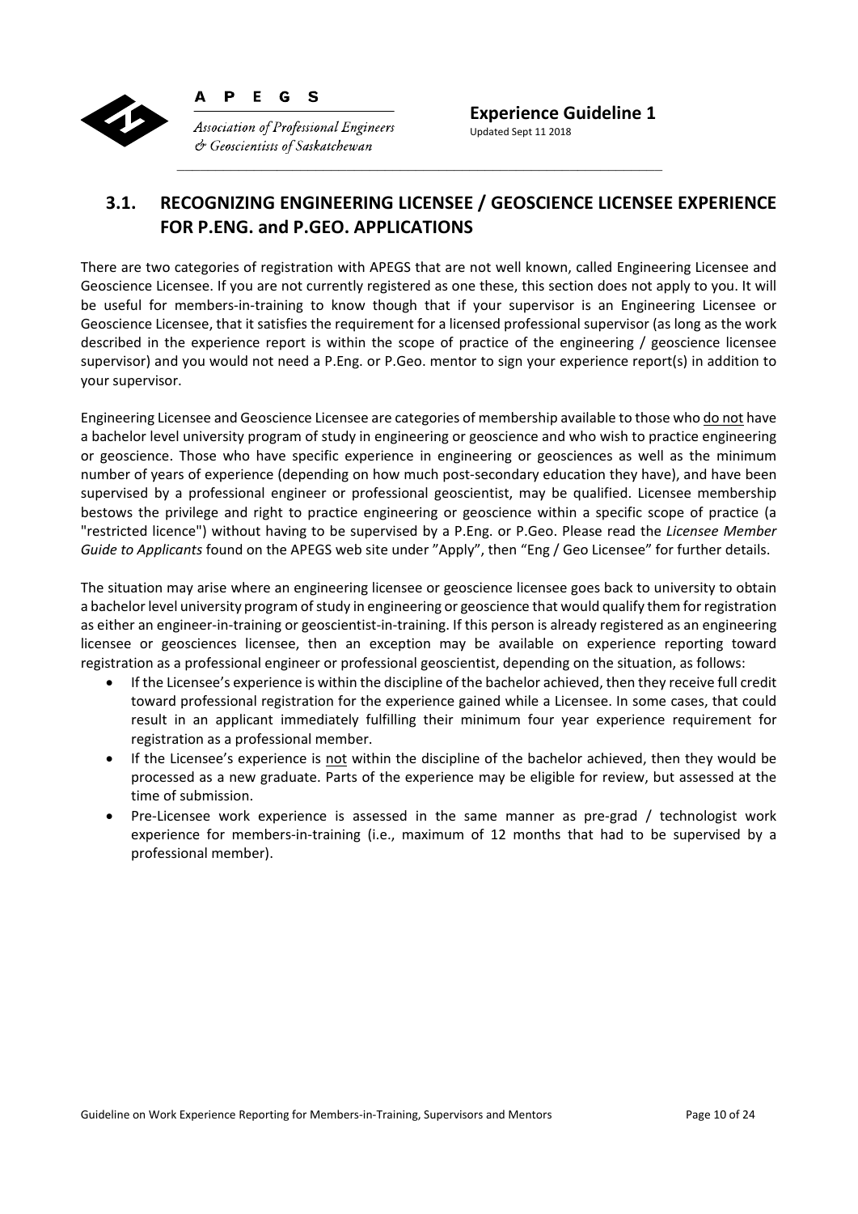## 3.1. RECOGNIZING ENGINEERING LICENSEE / GEOSCIENCE LICENSEE EXPERIENCE FOR P.ENG. and P.GEO. APPLICATIONS

There are two categories of registration with APEGS that are not well known, called Engineering Licensee and Geoscience Licensee. If you are not currently registered as one these, this section does not apply to you. It will be useful for members-in-training to know though that if your supervisor is an Engineering Licensee or Geoscience Licensee, that it satisfies the requirement for a licensed professional supervisor (as long as the work described in the experience report is within the scope of practice of the engineering / geoscience licensee supervisor) and you would not need a P.Eng. or P.Geo. mentor to sign your experience report(s) in addition to your supervisor.

Engineering Licensee and Geoscience Licensee are categories of membership available to those who do not have a bachelor level university program of study in engineering or geoscience and who wish to practice engineering or geoscience. Those who have specific experience in engineering or geosciences as well as the minimum number of years of experience (depending on how much post-secondary education they have), and have been supervised by a professional engineer or professional geoscientist, may be qualified. Licensee membership bestows the privilege and right to practice engineering or geoscience within a specific scope of practice (a "restricted licence") without having to be supervised by a P.Eng. or P.Geo. Please read the *Licensee Member Guide to Applicants* found on the APEGS web site under "Apply", then "Eng / Geo Licensee" for further details.

The situation may arise where an engineering licensee or geoscience licensee goes back to university to obtain a bachelor level university program of study in engineering or geoscience that would qualify them for registration as either an engineer-in-training or geoscientist-in-training. If this person is already registered as an engineering licensee or geosciences licensee, then an exception may be available on experience reporting toward registration as a professional engineer or professional geoscientist, depending on the situation, as follows:

- If the Licensee's experience is within the discipline of the bachelor achieved, then they receive full credit toward professional registration for the experience gained while a Licensee. In some cases, that could result in an applicant immediately fulfilling their minimum four year experience requirement for registration as a professional member.
- If the Licensee's experience is not within the discipline of the bachelor achieved, then they would be processed as a new graduate. Parts of the experience may be eligible for review, but assessed at the time of submission.
- Pre-Licensee work experience is assessed in the same manner as pre-grad / technologist work experience for members-in-training (i.e., maximum of 12 months that had to be supervised by a professional member).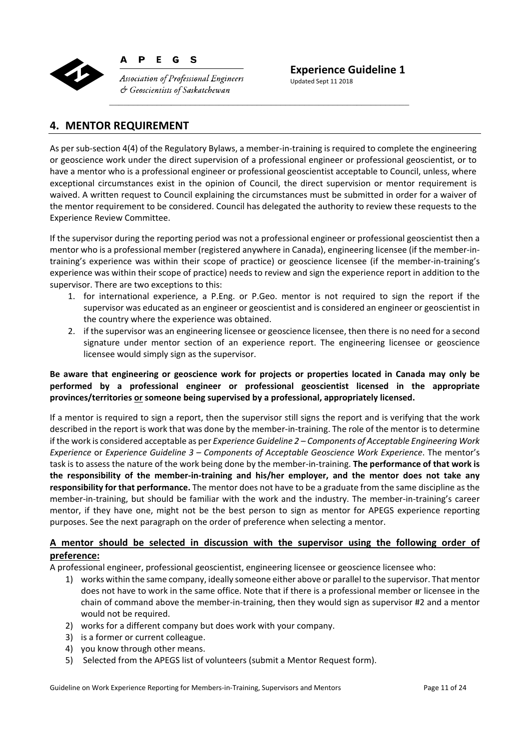## 4. MENTOR REQUIREMENT

As per sub-section 4(4) of the Regulatory Bylaws, a member-in-training is required to complete the engineering or geoscience work under the direct supervision of a professional engineer or professional geoscientist, or to have a mentor who is a professional engineer or professional geoscientist acceptable to Council, unless, where exceptional circumstances exist in the opinion of Council, the direct supervision or mentor requirement is waived. A written request to Council explaining the circumstances must be submitted in order for a waiver of the mentor requirement to be considered. Council has delegated the authority to review these requests to the Experience Review Committee.

If the supervisor during the reporting period was not a professional engineer or professional geoscientist then a mentor who is a professional member (registered anywhere in Canada), engineering licensee (if the member-in-training's experience was within their scope of practice) or geoscience licensee (if the member-in-training's experience was within their scope of practice) needs to review and sign the experience report in addition to the supervisor. There are two exceptions to this:

1. for international experience, a P.Eng. or P.Geo. mentor is not required to sign the report if the supervisor was educated as an engineer or geoscientist and is considered an engineer or geoscientist in the country where the experience was obtained.
2. if the supervisor was an engineering licensee or geoscience licensee, then there is no need for a second signature under mentor section of an experience report. The engineering licensee or geoscience licensee would simply sign as the supervisor.

**Be aware that engineering or geoscience work for projects or properties located in Canada may only be performed by a professional engineer or professional geoscientist licensed in the appropriate provinces/territories <u>or</u> someone being supervised by a professional, appropriately licensed.**

If a mentor is required to sign a report, then the supervisor still signs the report and is verifying that the work described in the report is work that was done by the member-in-training. The role of the mentor is to determine if the work is considered acceptable as per *Experience Guideline 2 – Components of Acceptable Engineering Work Experience* or *Experience Guideline 3 – Components of Acceptable Geoscience Work Experience*. The mentor's task is to assess the nature of the work being done by the member-in-training. **The performance of that work is the responsibility of the member-in-training and his/her employer, and the mentor does not take any responsibility for that performance.** The mentor does not have to be a graduate from the same discipline as the member-in-training, but should be familiar with the work and the industry. The member-in-training's career mentor, if they have one, might not be the best person to sign as mentor for APEGS experience reporting purposes. See the next paragraph on the order of preference when selecting a mentor.

**<u>A mentor should be selected in discussion with the supervisor using the following order of preference:</u>**

A professional engineer, professional geoscientist, engineering licensee or geoscience licensee who:

1) works within the same company, ideally someone either above or parallel to the supervisor. That mentor does not have to work in the same office. Note that if there is a professional member or licensee in the chain of command above the member-in-training, then they would sign as supervisor #2 and a mentor would not be required.
2) works for a different company but does work with your company.
3) is a former or current colleague.
4) you know through other means.
5) Selected from the APEGS list of volunteers (submit a Mentor Request form).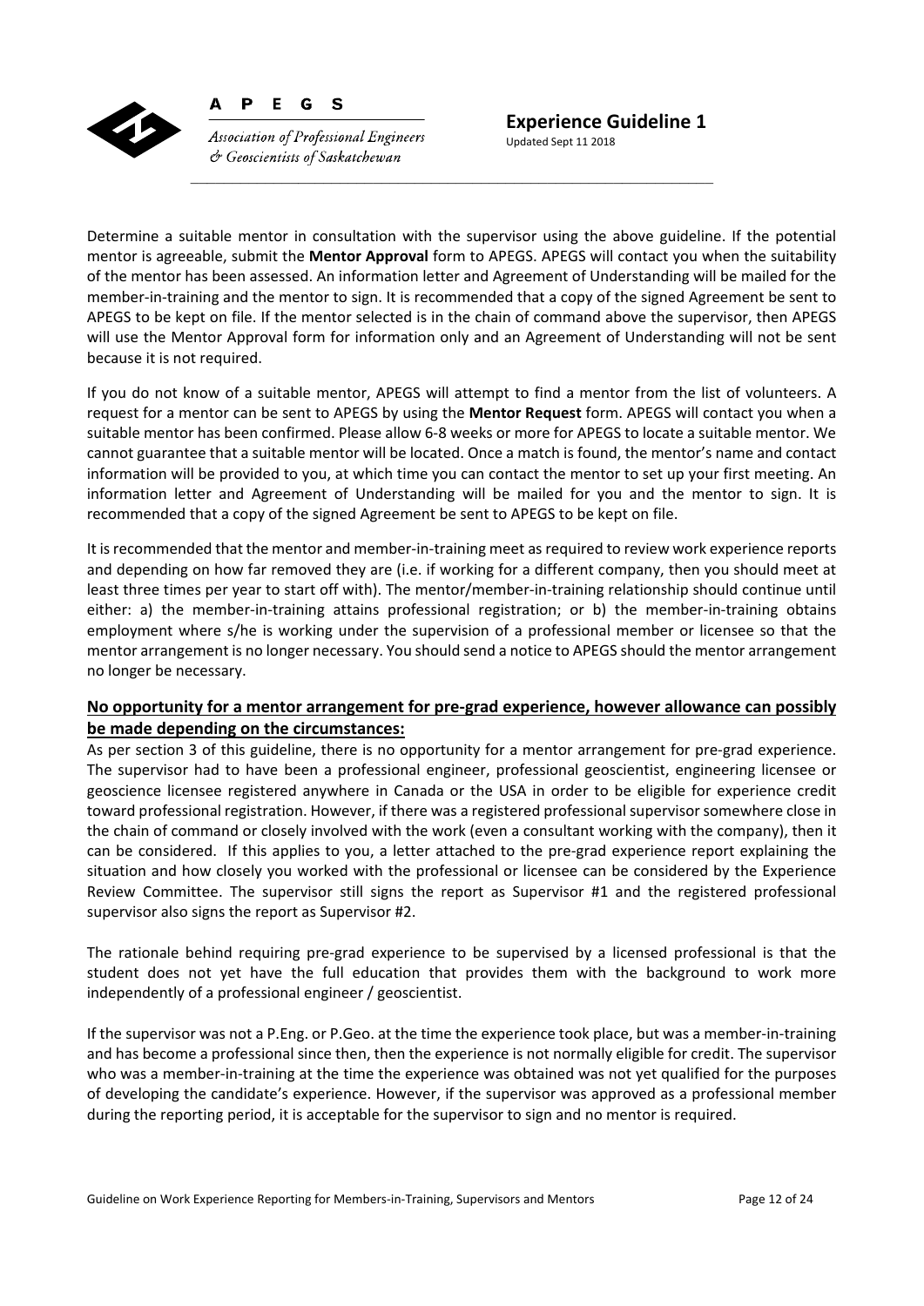Determine a suitable mentor in consultation with the supervisor using the above guideline. If the potential mentor is agreeable, submit the **Mentor Approval** form to APEGS. APEGS will contact you when the suitability of the mentor has been assessed. An information letter and Agreement of Understanding will be mailed for the member-in-training and the mentor to sign. It is recommended that a copy of the signed Agreement be sent to APEGS to be kept on file. If the mentor selected is in the chain of command above the supervisor, then APEGS will use the Mentor Approval form for information only and an Agreement of Understanding will not be sent because it is not required.

If you do not know of a suitable mentor, APEGS will attempt to find a mentor from the list of volunteers. A request for a mentor can be sent to APEGS by using the **Mentor Request** form. APEGS will contact you when a suitable mentor has been confirmed. Please allow 6-8 weeks or more for APEGS to locate a suitable mentor. We cannot guarantee that a suitable mentor will be located. Once a match is found, the mentor's name and contact information will be provided to you, at which time you can contact the mentor to set up your first meeting. An information letter and Agreement of Understanding will be mailed for you and the mentor to sign. It is recommended that a copy of the signed Agreement be sent to APEGS to be kept on file.

It is recommended that the mentor and member-in-training meet as required to review work experience reports and depending on how far removed they are (i.e. if working for a different company, then you should meet at least three times per year to start off with). The mentor/member-in-training relationship should continue until either: a) the member-in-training attains professional registration; or b) the member-in-training obtains employment where s/he is working under the supervision of a professional member or licensee so that the mentor arrangement is no longer necessary. You should send a notice to APEGS should the mentor arrangement no longer be necessary.

**No opportunity for a mentor arrangement for pre-grad experience, however allowance can possibly be made depending on the circumstances:**

As per section 3 of this guideline, there is no opportunity for a mentor arrangement for pre-grad experience. The supervisor had to have been a professional engineer, professional geoscientist, engineering licensee or geoscience licensee registered anywhere in Canada or the USA in order to be eligible for experience credit toward professional registration. However, if there was a registered professional supervisor somewhere close in the chain of command or closely involved with the work (even a consultant working with the company), then it can be considered. If this applies to you, a letter attached to the pre-grad experience report explaining the situation and how closely you worked with the professional or licensee can be considered by the Experience Review Committee. The supervisor still signs the report as Supervisor #1 and the registered professional supervisor also signs the report as Supervisor #2.

The rationale behind requiring pre-grad experience to be supervised by a licensed professional is that the student does not yet have the full education that provides them with the background to work more independently of a professional engineer / geoscientist.

If the supervisor was not a P.Eng. or P.Geo. at the time the experience took place, but was a member-in-training and has become a professional since then, then the experience is not normally eligible for credit. The supervisor who was a member-in-training at the time the experience was obtained was not yet qualified for the purposes of developing the candidate's experience. However, if the supervisor was approved as a professional member during the reporting period, it is acceptable for the supervisor to sign and no mentor is required.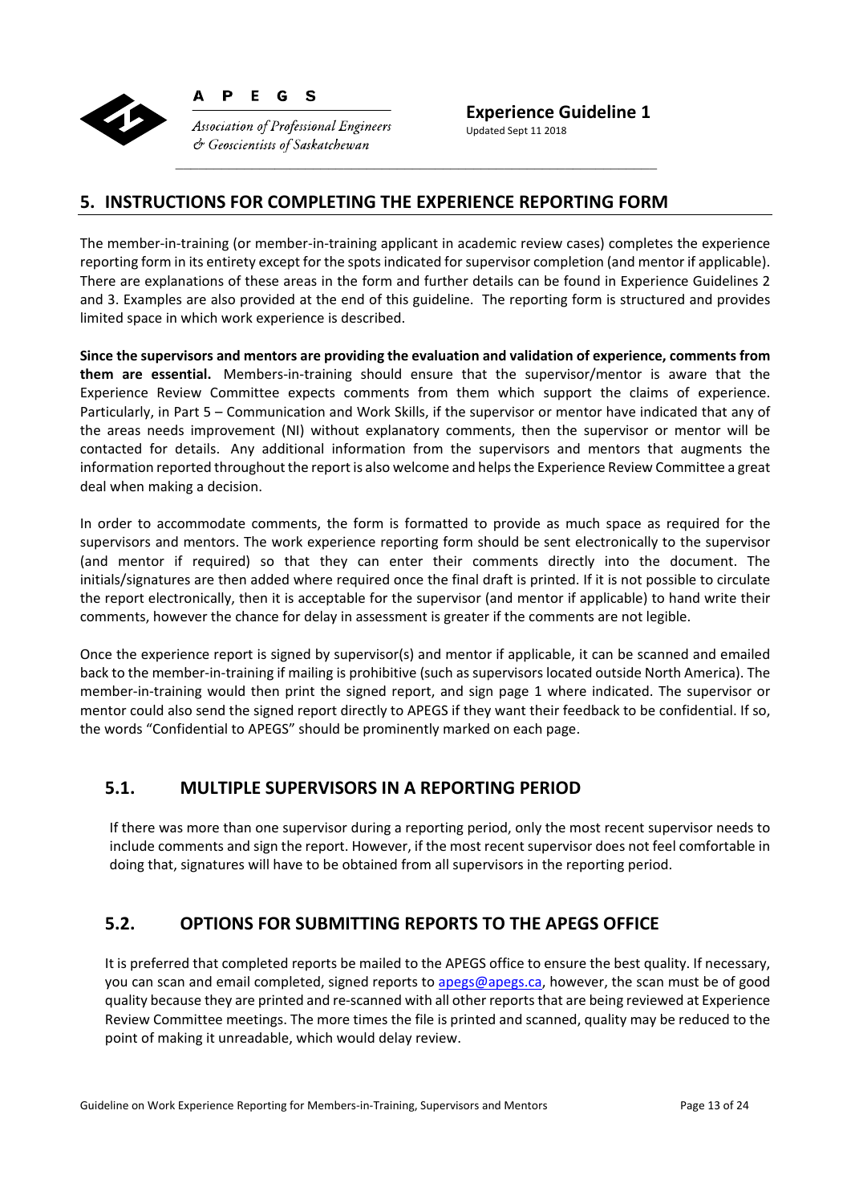## 5. INSTRUCTIONS FOR COMPLETING THE EXPERIENCE REPORTING FORM

The member-in-training (or member-in-training applicant in academic review cases) completes the experience reporting form in its entirety except for the spots indicated for supervisor completion (and mentor if applicable). There are explanations of these areas in the form and further details can be found in Experience Guidelines 2 and 3. Examples are also provided at the end of this guideline. The reporting form is structured and provides limited space in which work experience is described.

**Since the supervisors and mentors are providing the evaluation and validation of experience, comments from them are essential.** Members-in-training should ensure that the supervisor/mentor is aware that the Experience Review Committee expects comments from them which support the claims of experience. Particularly, in Part 5 – Communication and Work Skills, if the supervisor or mentor have indicated that any of the areas needs improvement (NI) without explanatory comments, then the supervisor or mentor will be contacted for details. Any additional information from the supervisors and mentors that augments the information reported throughout the report is also welcome and helps the Experience Review Committee a great deal when making a decision.

In order to accommodate comments, the form is formatted to provide as much space as required for the supervisors and mentors. The work experience reporting form should be sent electronically to the supervisor (and mentor if required) so that they can enter their comments directly into the document. The initials/signatures are then added where required once the final draft is printed. If it is not possible to circulate the report electronically, then it is acceptable for the supervisor (and mentor if applicable) to hand write their comments, however the chance for delay in assessment is greater if the comments are not legible.

Once the experience report is signed by supervisor(s) and mentor if applicable, it can be scanned and emailed back to the member-in-training if mailing is prohibitive (such as supervisors located outside North America). The member-in-training would then print the signed report, and sign page 1 where indicated. The supervisor or mentor could also send the signed report directly to APEGS if they want their feedback to be confidential. If so, the words "Confidential to APEGS" should be prominently marked on each page.

### 5.1. MULTIPLE SUPERVISORS IN A REPORTING PERIOD

If there was more than one supervisor during a reporting period, only the most recent supervisor needs to include comments and sign the report. However, if the most recent supervisor does not feel comfortable in doing that, signatures will have to be obtained from all supervisors in the reporting period.

### 5.2. OPTIONS FOR SUBMITTING REPORTS TO THE APEGS OFFICE

It is preferred that completed reports be mailed to the APEGS office to ensure the best quality. If necessary, you can scan and email completed, signed reports to apegs@apegs.ca, however, the scan must be of good quality because they are printed and re-scanned with all other reports that are being reviewed at Experience Review Committee meetings. The more times the file is printed and scanned, quality may be reduced to the point of making it unreadable, which would delay review.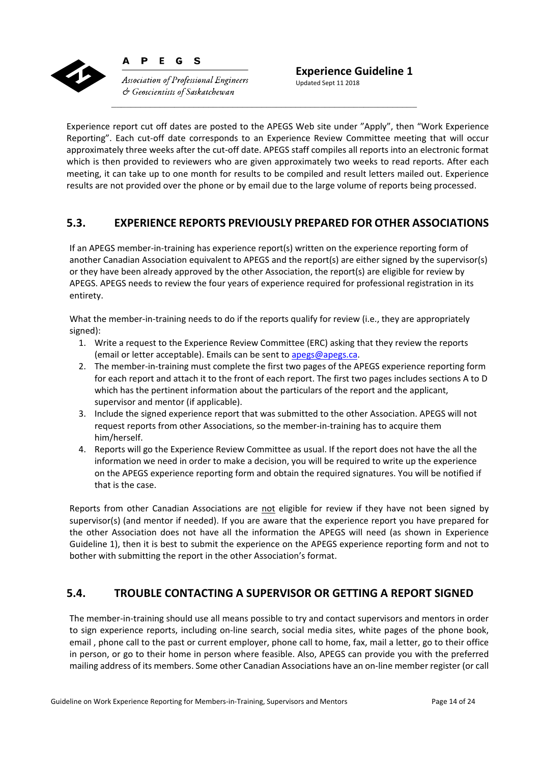Experience report cut off dates are posted to the APEGS Web site under "Apply", then "Work Experience Reporting". Each cut-off date corresponds to an Experience Review Committee meeting that will occur approximately three weeks after the cut-off date. APEGS staff compiles all reports into an electronic format which is then provided to reviewers who are given approximately two weeks to read reports. After each meeting, it can take up to one month for results to be compiled and result letters mailed out. Experience results are not provided over the phone or by email due to the large volume of reports being processed.

## 5.3. EXPERIENCE REPORTS PREVIOUSLY PREPARED FOR OTHER ASSOCIATIONS

If an APEGS member-in-training has experience report(s) written on the experience reporting form of another Canadian Association equivalent to APEGS and the report(s) are either signed by the supervisor(s) or they have been already approved by the other Association, the report(s) are eligible for review by APEGS. APEGS needs to review the four years of experience required for professional registration in its entirety.

What the member-in-training needs to do if the reports qualify for review (i.e., they are appropriately signed):

1. Write a request to the Experience Review Committee (ERC) asking that they review the reports (email or letter acceptable). Emails can be sent to [apegs@apegs.ca](mailto:apegs@apegs.ca).
2. The member-in-training must complete the first two pages of the APEGS experience reporting form for each report and attach it to the front of each report. The first two pages includes sections A to D which has the pertinent information about the particulars of the report and the applicant, supervisor and mentor (if applicable).
3. Include the signed experience report that was submitted to the other Association. APEGS will not request reports from other Associations, so the member-in-training has to acquire them him/herself.
4. Reports will go the Experience Review Committee as usual. If the report does not have the all the information we need in order to make a decision, you will be required to write up the experience on the APEGS experience reporting form and obtain the required signatures. You will be notified if that is the case.

Reports from other Canadian Associations are <u>not</u> eligible for review if they have not been signed by supervisor(s) (and mentor if needed). If you are aware that the experience report you have prepared for the other Association does not have all the information the APEGS will need (as shown in Experience Guideline 1), then it is best to submit the experience on the APEGS experience reporting form and not to bother with submitting the report in the other Association's format.

## 5.4. TROUBLE CONTACTING A SUPERVISOR OR GETTING A REPORT SIGNED

The member-in-training should use all means possible to try and contact supervisors and mentors in order to sign experience reports, including on-line search, social media sites, white pages of the phone book, email , phone call to the past or current employer, phone call to home, fax, mail a letter, go to their office in person, or go to their home in person where feasible. Also, APEGS can provide you with the preferred mailing address of its members. Some other Canadian Associations have an on-line member register (or call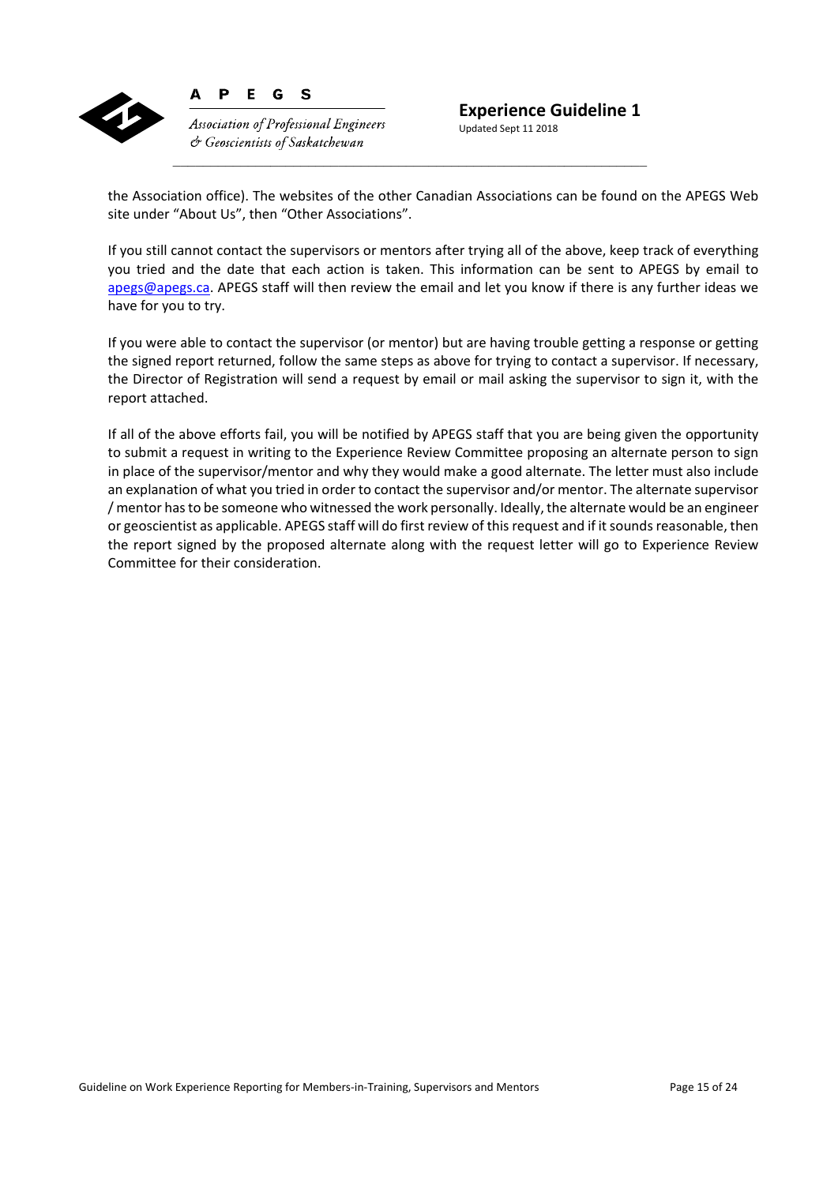the Association office). The websites of the other Canadian Associations can be found on the APEGS Web site under "About Us", then "Other Associations".

If you still cannot contact the supervisors or mentors after trying all of the above, keep track of everything you tried and the date that each action is taken. This information can be sent to APEGS by email to apegs@apegs.ca. APEGS staff will then review the email and let you know if there is any further ideas we have for you to try.

If you were able to contact the supervisor (or mentor) but are having trouble getting a response or getting the signed report returned, follow the same steps as above for trying to contact a supervisor. If necessary, the Director of Registration will send a request by email or mail asking the supervisor to sign it, with the report attached.

If all of the above efforts fail, you will be notified by APEGS staff that you are being given the opportunity to submit a request in writing to the Experience Review Committee proposing an alternate person to sign in place of the supervisor/mentor and why they would make a good alternate. The letter must also include an explanation of what you tried in order to contact the supervisor and/or mentor. The alternate supervisor / mentor has to be someone who witnessed the work personally. Ideally, the alternate would be an engineer or geoscientist as applicable. APEGS staff will do first review of this request and if it sounds reasonable, then the report signed by the proposed alternate along with the request letter will go to Experience Review Committee for their consideration.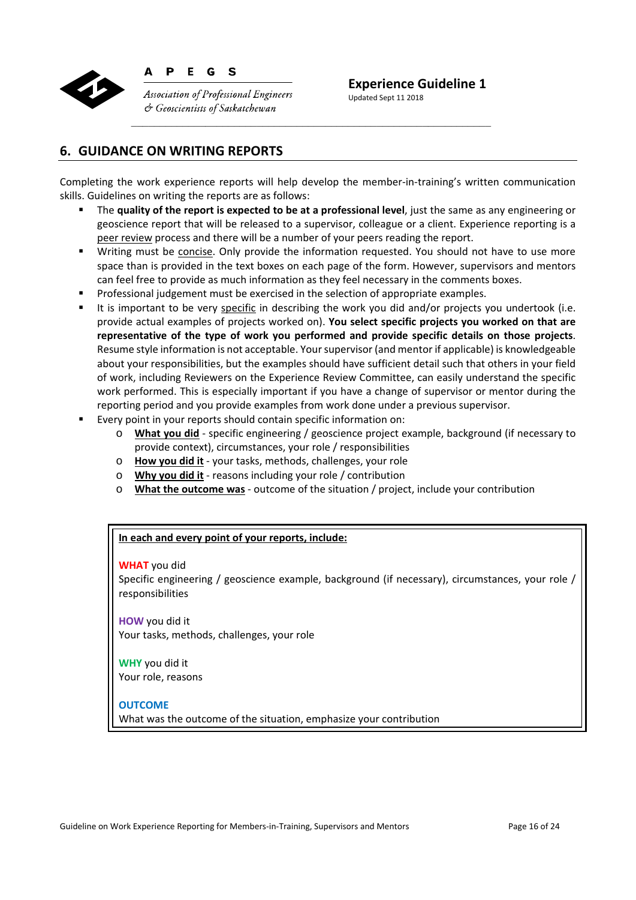## 6. GUIDANCE ON WRITING REPORTS

Completing the work experience reports will help develop the member-in-training's written communication skills. Guidelines on writing the reports are as follows:

- The **quality of the report is expected to be at a professional level**, just the same as any engineering or geoscience report that will be released to a supervisor, colleague or a client. Experience reporting is a peer review process and there will be a number of your peers reading the report.
- Writing must be concise. Only provide the information requested. You should not have to use more space than is provided in the text boxes on each page of the form. However, supervisors and mentors can feel free to provide as much information as they feel necessary in the comments boxes.
- Professional judgement must be exercised in the selection of appropriate examples.
- It is important to be very specific in describing the work you did and/or projects you undertook (i.e. provide actual examples of projects worked on). **You select specific projects you worked on that are representative of the type of work you performed and provide specific details on those projects**. Resume style information is not acceptable. Your supervisor (and mentor if applicable) is knowledgeable about your responsibilities, but the examples should have sufficient detail such that others in your field of work, including Reviewers on the Experience Review Committee, can easily understand the specific work performed. This is especially important if you have a change of supervisor or mentor during the reporting period and you provide examples from work done under a previous supervisor.
- Every point in your reports should contain specific information on:
  - **What you did** - specific engineering / geoscience project example, background (if necessary to provide context), circumstances, your role / responsibilities
  - **How you did it** - your tasks, methods, challenges, your role
  - **Why you did it** - reasons including your role / contribution
  - **What the outcome was** - outcome of the situation / project, include your contribution

> **In each and every point of your reports, include:**
>
> **WHAT** you did
> Specific engineering / geoscience example, background (if necessary), circumstances, your role / responsibilities
>
> **HOW** you did it
> Your tasks, methods, challenges, your role
>
> **WHY** you did it
> Your role, reasons
>
> **OUTCOME**
> What was the outcome of the situation, emphasize your contribution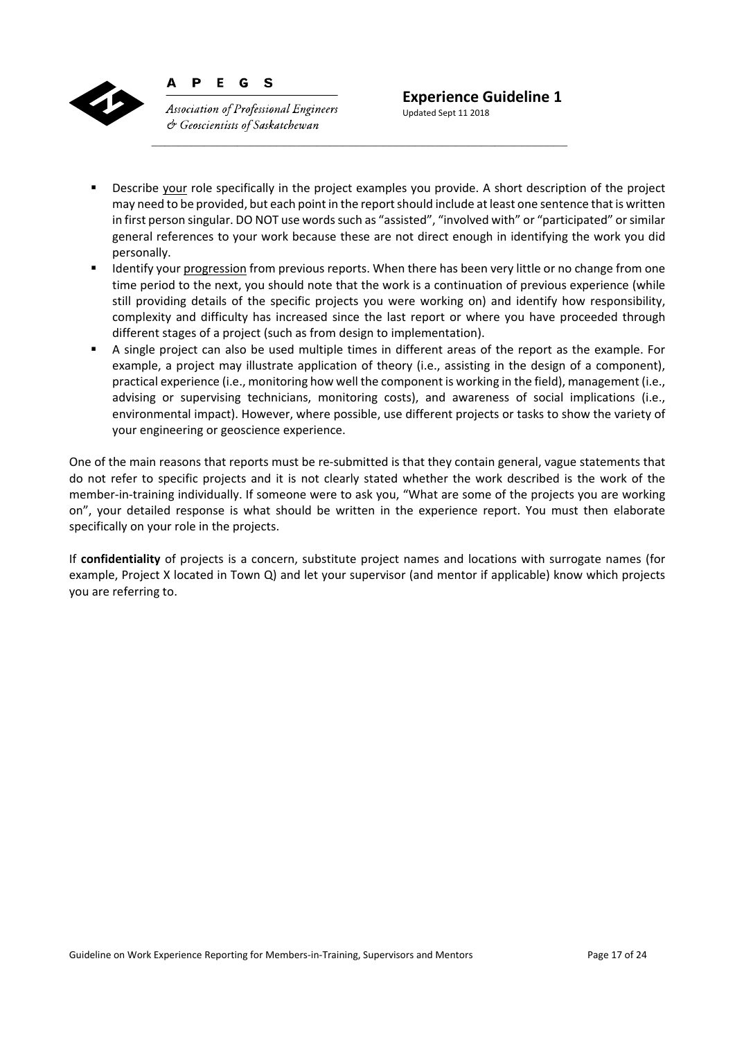- Describe <u>your</u> role specifically in the project examples you provide. A short description of the project may need to be provided, but each point in the report should include at least one sentence that is written in first person singular. DO NOT use words such as "assisted", "involved with" or "participated" or similar general references to your work because these are not direct enough in identifying the work you did personally.
- Identify your <u>progression</u> from previous reports. When there has been very little or no change from one time period to the next, you should note that the work is a continuation of previous experience (while still providing details of the specific projects you were working on) and identify how responsibility, complexity and difficulty has increased since the last report or where you have proceeded through different stages of a project (such as from design to implementation).
- A single project can also be used multiple times in different areas of the report as the example. For example, a project may illustrate application of theory (i.e., assisting in the design of a component), practical experience (i.e., monitoring how well the component is working in the field), management (i.e., advising or supervising technicians, monitoring costs), and awareness of social implications (i.e., environmental impact). However, where possible, use different projects or tasks to show the variety of your engineering or geoscience experience.

One of the main reasons that reports must be re-submitted is that they contain general, vague statements that do not refer to specific projects and it is not clearly stated whether the work described is the work of the member-in-training individually. If someone were to ask you, "What are some of the projects you are working on", your detailed response is what should be written in the experience report. You must then elaborate specifically on your role in the projects.

If **confidentiality** of projects is a concern, substitute project names and locations with surrogate names (for example, Project X located in Town Q) and let your supervisor (and mentor if applicable) know which projects you are referring to.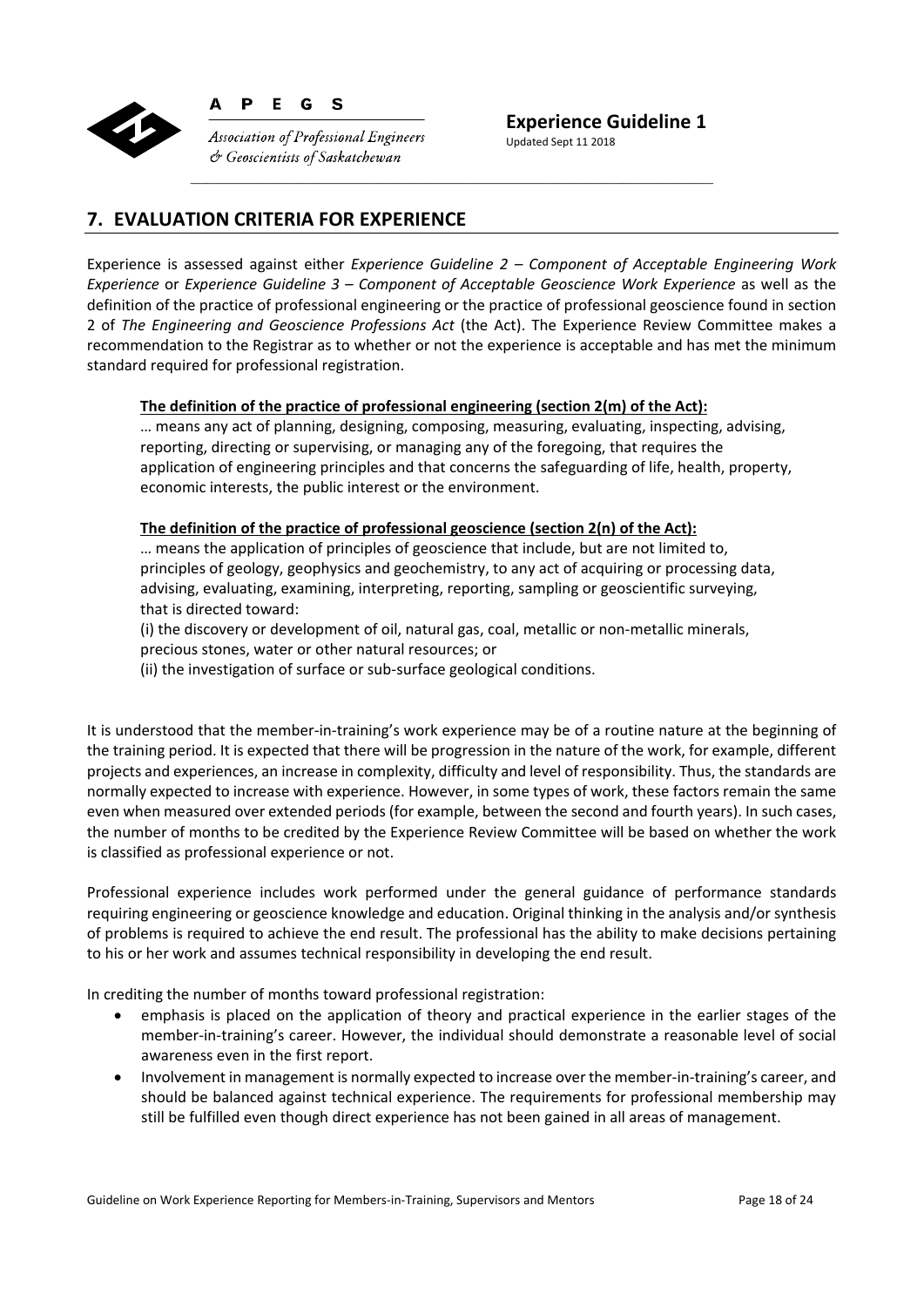## 7. EVALUATION CRITERIA FOR EXPERIENCE

Experience is assessed against either *Experience Guideline 2 – Component of Acceptable Engineering Work Experience* or *Experience Guideline 3 – Component of Acceptable Geoscience Work Experience* as well as the definition of the practice of professional engineering or the practice of professional geoscience found in section 2 of *The Engineering and Geoscience Professions Act* (the Act). The Experience Review Committee makes a recommendation to the Registrar as to whether or not the experience is acceptable and has met the minimum standard required for professional registration.

**The definition of the practice of professional engineering (section 2(m) of the Act):**

… means any act of planning, designing, composing, measuring, evaluating, inspecting, advising, reporting, directing or supervising, or managing any of the foregoing, that requires the application of engineering principles and that concerns the safeguarding of life, health, property, economic interests, the public interest or the environment.

**The definition of the practice of professional geoscience (section 2(n) of the Act):**

… means the application of principles of geoscience that include, but are not limited to, principles of geology, geophysics and geochemistry, to any act of acquiring or processing data, advising, evaluating, examining, interpreting, reporting, sampling or geoscientific surveying, that is directed toward:

(i) the discovery or development of oil, natural gas, coal, metallic or non-metallic minerals, precious stones, water or other natural resources; or

(ii) the investigation of surface or sub-surface geological conditions.

It is understood that the member-in-training's work experience may be of a routine nature at the beginning of the training period. It is expected that there will be progression in the nature of the work, for example, different projects and experiences, an increase in complexity, difficulty and level of responsibility. Thus, the standards are normally expected to increase with experience. However, in some types of work, these factors remain the same even when measured over extended periods (for example, between the second and fourth years). In such cases, the number of months to be credited by the Experience Review Committee will be based on whether the work is classified as professional experience or not.

Professional experience includes work performed under the general guidance of performance standards requiring engineering or geoscience knowledge and education. Original thinking in the analysis and/or synthesis of problems is required to achieve the end result. The professional has the ability to make decisions pertaining to his or her work and assumes technical responsibility in developing the end result.

In crediting the number of months toward professional registration:

- emphasis is placed on the application of theory and practical experience in the earlier stages of the member-in-training's career. However, the individual should demonstrate a reasonable level of social awareness even in the first report.
- Involvement in management is normally expected to increase over the member-in-training's career, and should be balanced against technical experience. The requirements for professional membership may still be fulfilled even though direct experience has not been gained in all areas of management.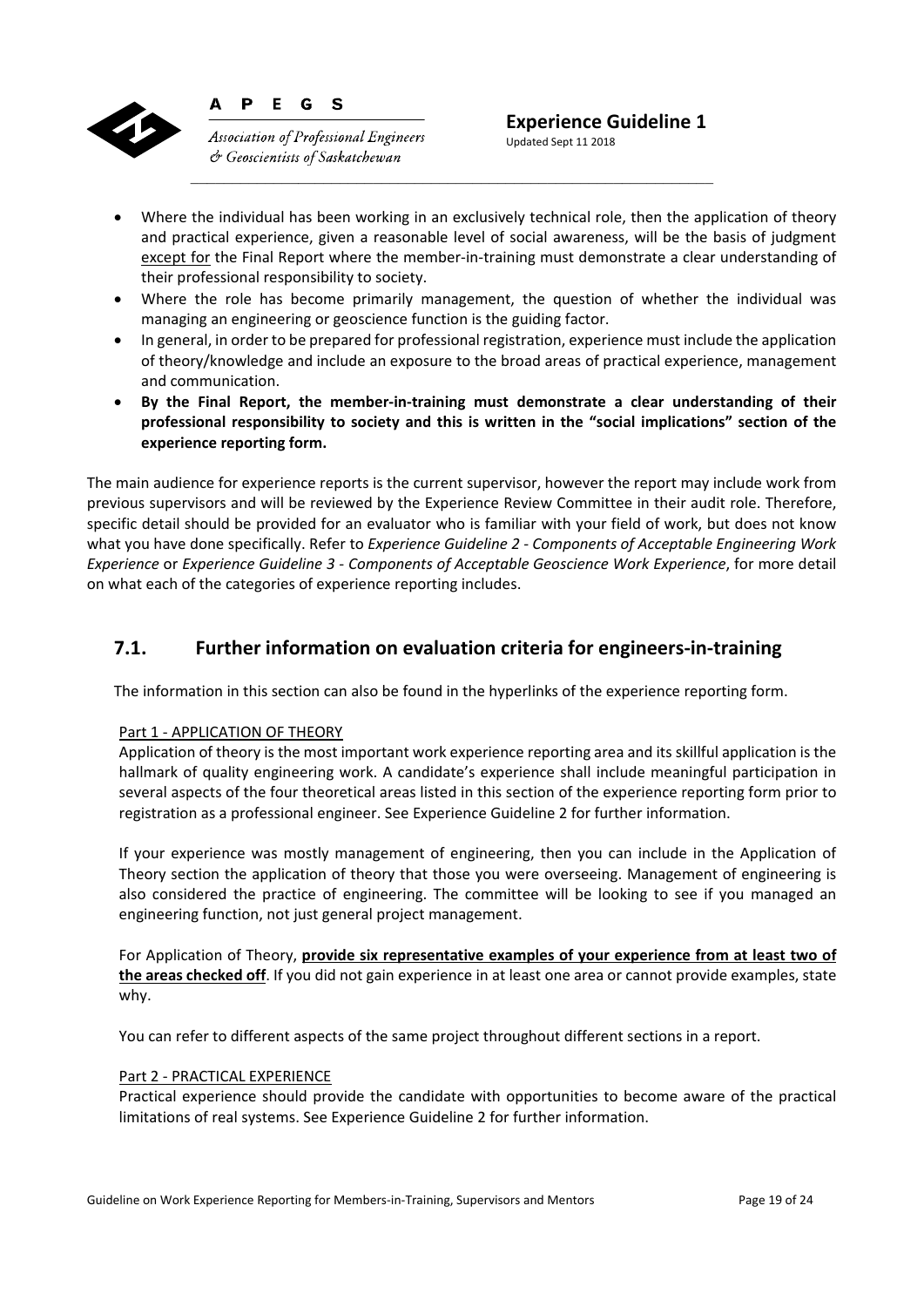- Where the individual has been working in an exclusively technical role, then the application of theory and practical experience, given a reasonable level of social awareness, will be the basis of judgment except for the Final Report where the member-in-training must demonstrate a clear understanding of their professional responsibility to society.
- Where the role has become primarily management, the question of whether the individual was managing an engineering or geoscience function is the guiding factor.
- In general, in order to be prepared for professional registration, experience must include the application of theory/knowledge and include an exposure to the broad areas of practical experience, management and communication.
- **By the Final Report, the member-in-training must demonstrate a clear understanding of their professional responsibility to society and this is written in the "social implications" section of the experience reporting form.**

The main audience for experience reports is the current supervisor, however the report may include work from previous supervisors and will be reviewed by the Experience Review Committee in their audit role. Therefore, specific detail should be provided for an evaluator who is familiar with your field of work, but does not know what you have done specifically. Refer to *Experience Guideline 2 - Components of Acceptable Engineering Work Experience* or *Experience Guideline 3 - Components of Acceptable Geoscience Work Experience*, for more detail on what each of the categories of experience reporting includes.

## 7.1. Further information on evaluation criteria for engineers-in-training

The information in this section can also be found in the hyperlinks of the experience reporting form.

Part 1 - APPLICATION OF THEORY

Application of theory is the most important work experience reporting area and its skillful application is the hallmark of quality engineering work. A candidate's experience shall include meaningful participation in several aspects of the four theoretical areas listed in this section of the experience reporting form prior to registration as a professional engineer. See Experience Guideline 2 for further information.

If your experience was mostly management of engineering, then you can include in the Application of Theory section the application of theory that those you were overseeing. Management of engineering is also considered the practice of engineering. The committee will be looking to see if you managed an engineering function, not just general project management.

For Application of Theory, **provide six representative examples of your experience from at least two of the areas checked off**. If you did not gain experience in at least one area or cannot provide examples, state why.

You can refer to different aspects of the same project throughout different sections in a report.

Part 2 - PRACTICAL EXPERIENCE

Practical experience should provide the candidate with opportunities to become aware of the practical limitations of real systems. See Experience Guideline 2 for further information.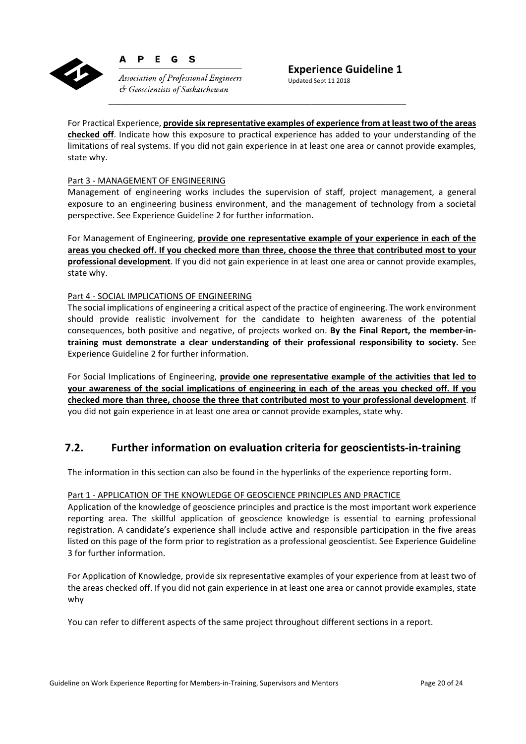For Practical Experience, **provide six representative examples of experience from at least two of the areas checked off**. Indicate how this exposure to practical experience has added to your understanding of the limitations of real systems. If you did not gain experience in at least one area or cannot provide examples, state why.

Part 3 - MANAGEMENT OF ENGINEERING

Management of engineering works includes the supervision of staff, project management, a general exposure to an engineering business environment, and the management of technology from a societal perspective. See Experience Guideline 2 for further information.

For Management of Engineering, **provide one representative example of your experience in each of the areas you checked off. If you checked more than three, choose the three that contributed most to your professional development**. If you did not gain experience in at least one area or cannot provide examples, state why.

Part 4 - SOCIAL IMPLICATIONS OF ENGINEERING

The social implications of engineering a critical aspect of the practice of engineering. The work environment should provide realistic involvement for the candidate to heighten awareness of the potential consequences, both positive and negative, of projects worked on. **By the Final Report, the member-in-training must demonstrate a clear understanding of their professional responsibility to society.** See Experience Guideline 2 for further information.

For Social Implications of Engineering, **provide one representative example of the activities that led to your awareness of the social implications of engineering in each of the areas you checked off. If you checked more than three, choose the three that contributed most to your professional development**. If you did not gain experience in at least one area or cannot provide examples, state why.

## 7.2. Further information on evaluation criteria for geoscientists-in-training

The information in this section can also be found in the hyperlinks of the experience reporting form.

Part 1 - APPLICATION OF THE KNOWLEDGE OF GEOSCIENCE PRINCIPLES AND PRACTICE

Application of the knowledge of geoscience principles and practice is the most important work experience reporting area. The skillful application of geoscience knowledge is essential to earning professional registration. A candidate's experience shall include active and responsible participation in the five areas listed on this page of the form prior to registration as a professional geoscientist. See Experience Guideline 3 for further information.

For Application of Knowledge, provide six representative examples of your experience from at least two of the areas checked off. If you did not gain experience in at least one area or cannot provide examples, state why

You can refer to different aspects of the same project throughout different sections in a report.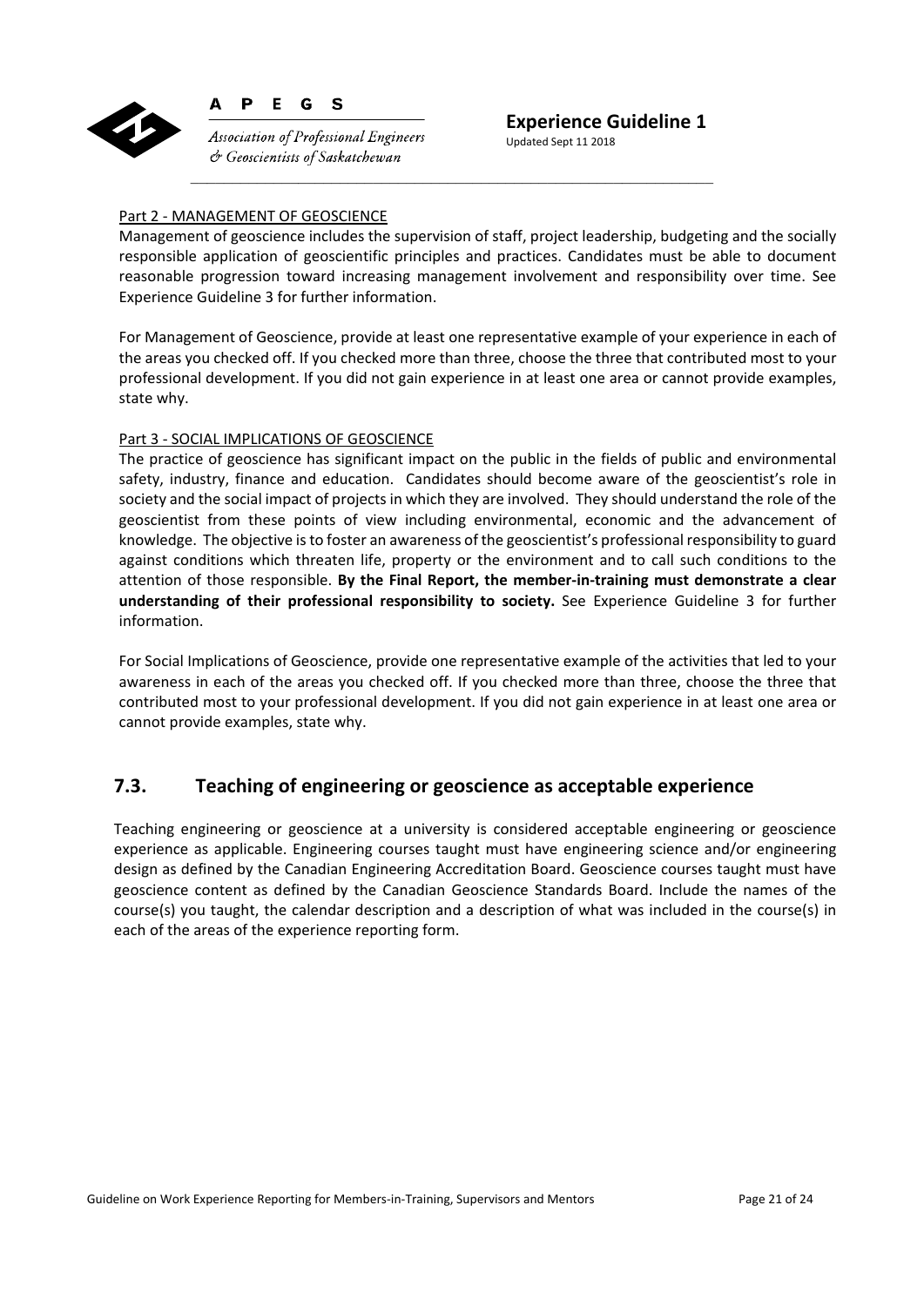Part 2 - MANAGEMENT OF GEOSCIENCE

Management of geoscience includes the supervision of staff, project leadership, budgeting and the socially responsible application of geoscientific principles and practices. Candidates must be able to document reasonable progression toward increasing management involvement and responsibility over time. See Experience Guideline 3 for further information.

For Management of Geoscience, provide at least one representative example of your experience in each of the areas you checked off. If you checked more than three, choose the three that contributed most to your professional development. If you did not gain experience in at least one area or cannot provide examples, state why.

Part 3 - SOCIAL IMPLICATIONS OF GEOSCIENCE

The practice of geoscience has significant impact on the public in the fields of public and environmental safety, industry, finance and education. Candidates should become aware of the geoscientist's role in society and the social impact of projects in which they are involved. They should understand the role of the geoscientist from these points of view including environmental, economic and the advancement of knowledge. The objective is to foster an awareness of the geoscientist's professional responsibility to guard against conditions which threaten life, property or the environment and to call such conditions to the attention of those responsible. **By the Final Report, the member-in-training must demonstrate a clear understanding of their professional responsibility to society.** See Experience Guideline 3 for further information.

For Social Implications of Geoscience, provide one representative example of the activities that led to your awareness in each of the areas you checked off. If you checked more than three, choose the three that contributed most to your professional development. If you did not gain experience in at least one area or cannot provide examples, state why.

## 7.3. Teaching of engineering or geoscience as acceptable experience

Teaching engineering or geoscience at a university is considered acceptable engineering or geoscience experience as applicable. Engineering courses taught must have engineering science and/or engineering design as defined by the Canadian Engineering Accreditation Board. Geoscience courses taught must have geoscience content as defined by the Canadian Geoscience Standards Board. Include the names of the course(s) you taught, the calendar description and a description of what was included in the course(s) in each of the areas of the experience reporting form.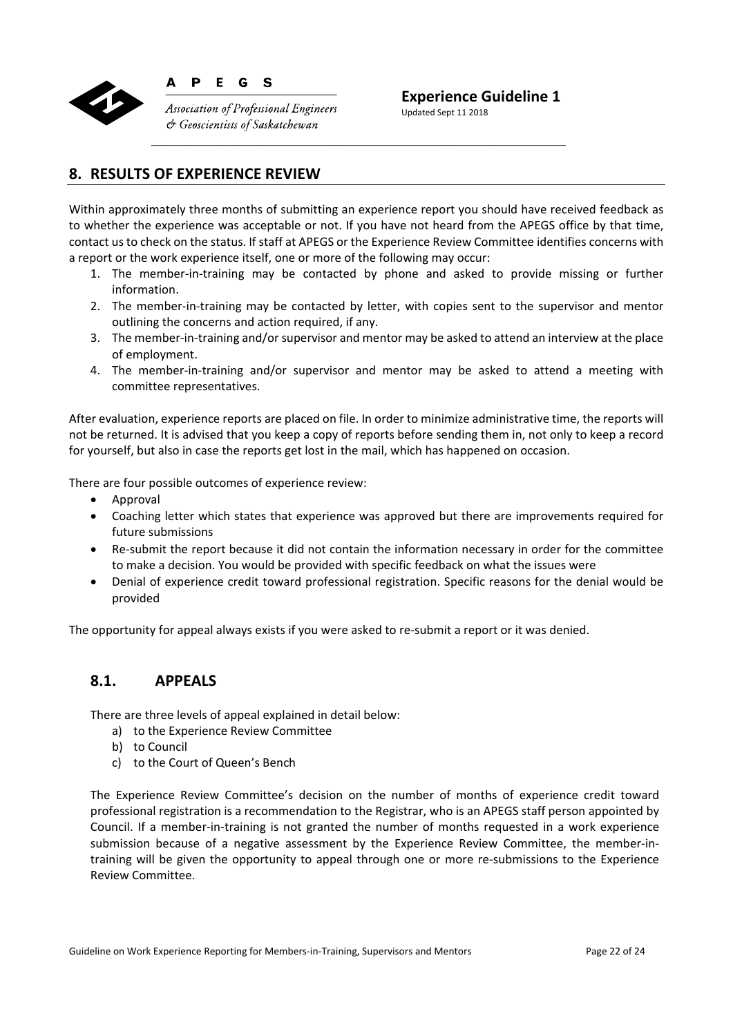## 8. RESULTS OF EXPERIENCE REVIEW

Within approximately three months of submitting an experience report you should have received feedback as to whether the experience was acceptable or not. If you have not heard from the APEGS office by that time, contact us to check on the status. If staff at APEGS or the Experience Review Committee identifies concerns with a report or the work experience itself, one or more of the following may occur:

1. The member-in-training may be contacted by phone and asked to provide missing or further information.
2. The member-in-training may be contacted by letter, with copies sent to the supervisor and mentor outlining the concerns and action required, if any.
3. The member-in-training and/or supervisor and mentor may be asked to attend an interview at the place of employment.
4. The member-in-training and/or supervisor and mentor may be asked to attend a meeting with committee representatives.

After evaluation, experience reports are placed on file. In order to minimize administrative time, the reports will not be returned. It is advised that you keep a copy of reports before sending them in, not only to keep a record for yourself, but also in case the reports get lost in the mail, which has happened on occasion.

There are four possible outcomes of experience review:

- Approval
- Coaching letter which states that experience was approved but there are improvements required for future submissions
- Re-submit the report because it did not contain the information necessary in order for the committee to make a decision. You would be provided with specific feedback on what the issues were
- Denial of experience credit toward professional registration. Specific reasons for the denial would be provided

The opportunity for appeal always exists if you were asked to re-submit a report or it was denied.

### 8.1. APPEALS

There are three levels of appeal explained in detail below:

a) to the Experience Review Committee
b) to Council
c) to the Court of Queen's Bench

The Experience Review Committee's decision on the number of months of experience credit toward professional registration is a recommendation to the Registrar, who is an APEGS staff person appointed by Council. If a member-in-training is not granted the number of months requested in a work experience submission because of a negative assessment by the Experience Review Committee, the member-in-training will be given the opportunity to appeal through one or more re-submissions to the Experience Review Committee.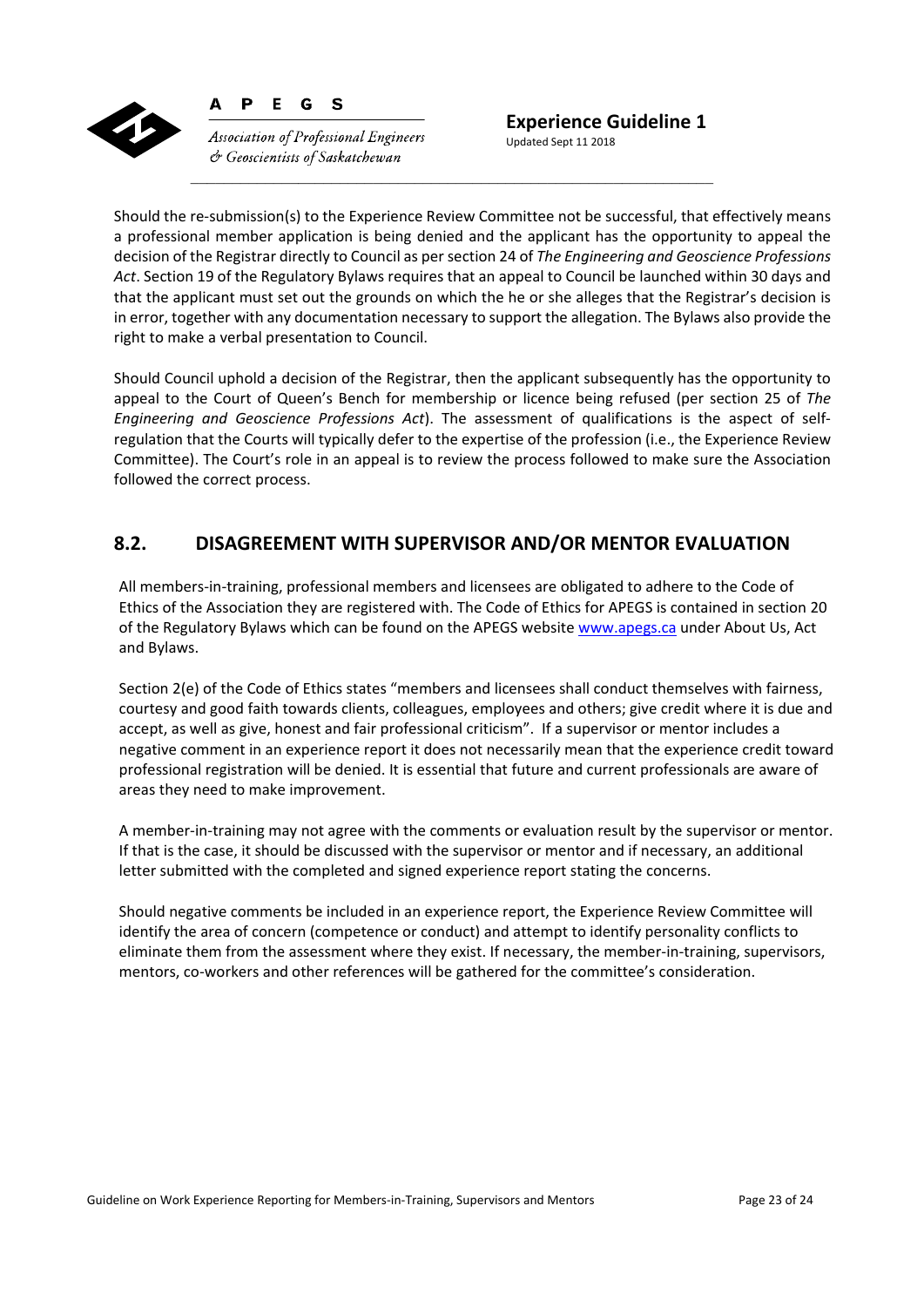Should the re-submission(s) to the Experience Review Committee not be successful, that effectively means a professional member application is being denied and the applicant has the opportunity to appeal the decision of the Registrar directly to Council as per section 24 of *The Engineering and Geoscience Professions Act*. Section 19 of the Regulatory Bylaws requires that an appeal to Council be launched within 30 days and that the applicant must set out the grounds on which the he or she alleges that the Registrar's decision is in error, together with any documentation necessary to support the allegation. The Bylaws also provide the right to make a verbal presentation to Council.

Should Council uphold a decision of the Registrar, then the applicant subsequently has the opportunity to appeal to the Court of Queen's Bench for membership or licence being refused (per section 25 of *The Engineering and Geoscience Professions Act*). The assessment of qualifications is the aspect of self-regulation that the Courts will typically defer to the expertise of the profession (i.e., the Experience Review Committee). The Court's role in an appeal is to review the process followed to make sure the Association followed the correct process.

## 8.2. DISAGREEMENT WITH SUPERVISOR AND/OR MENTOR EVALUATION

All members-in-training, professional members and licensees are obligated to adhere to the Code of Ethics of the Association they are registered with. The Code of Ethics for APEGS is contained in section 20 of the Regulatory Bylaws which can be found on the APEGS website www.apegs.ca under About Us, Act and Bylaws.

Section 2(e) of the Code of Ethics states "members and licensees shall conduct themselves with fairness, courtesy and good faith towards clients, colleagues, employees and others; give credit where it is due and accept, as well as give, honest and fair professional criticism". If a supervisor or mentor includes a negative comment in an experience report it does not necessarily mean that the experience credit toward professional registration will be denied. It is essential that future and current professionals are aware of areas they need to make improvement.

A member-in-training may not agree with the comments or evaluation result by the supervisor or mentor. If that is the case, it should be discussed with the supervisor or mentor and if necessary, an additional letter submitted with the completed and signed experience report stating the concerns.

Should negative comments be included in an experience report, the Experience Review Committee will identify the area of concern (competence or conduct) and attempt to identify personality conflicts to eliminate them from the assessment where they exist. If necessary, the member-in-training, supervisors, mentors, co-workers and other references will be gathered for the committee's consideration.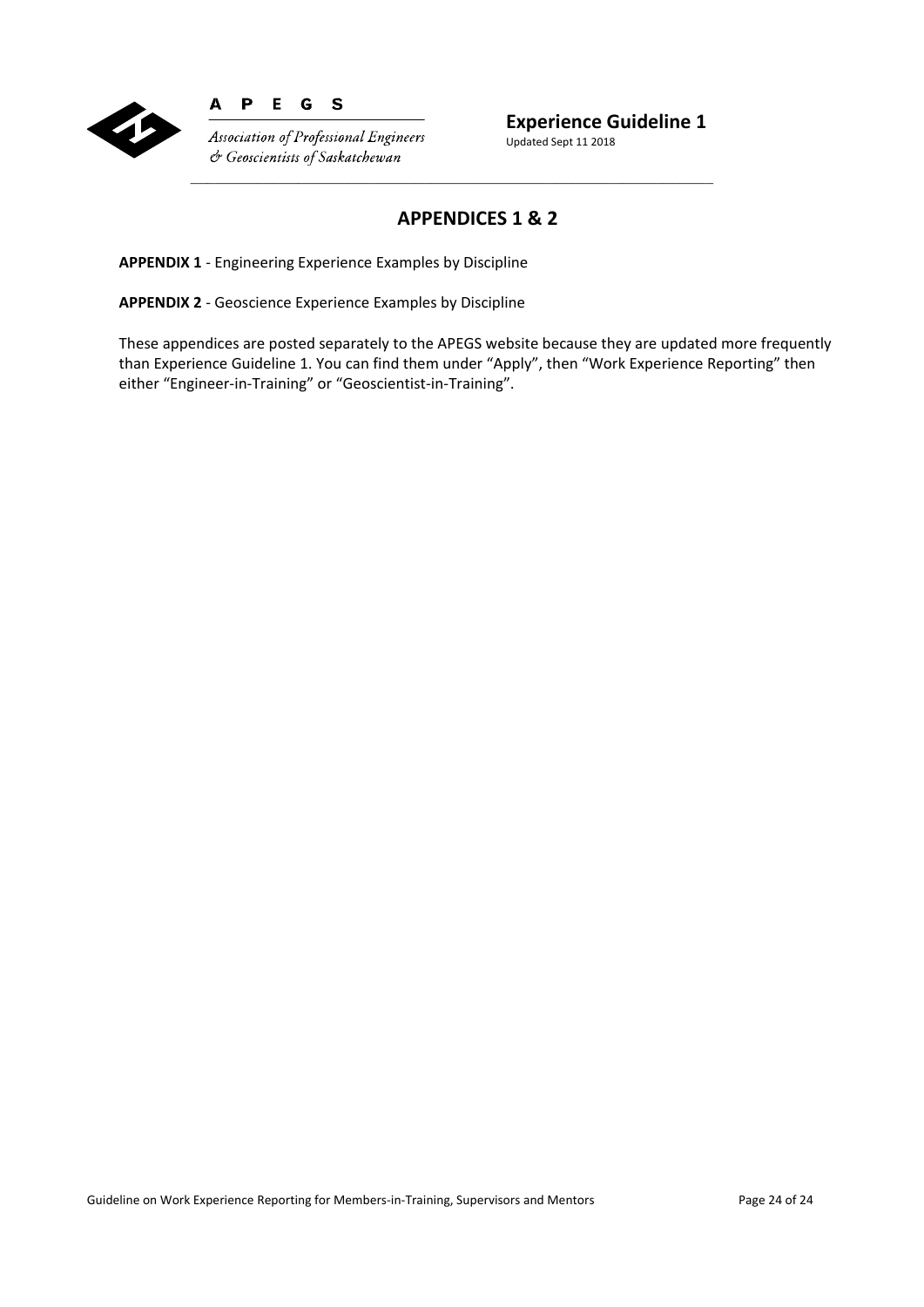## APPENDICES 1 & 2

**APPENDIX 1** - Engineering Experience Examples by Discipline

**APPENDIX 2** - Geoscience Experience Examples by Discipline

These appendices are posted separately to the APEGS website because they are updated more frequently than Experience Guideline 1. You can find them under "Apply", then "Work Experience Reporting" then either "Engineer-in-Training" or "Geoscientist-in-Training".